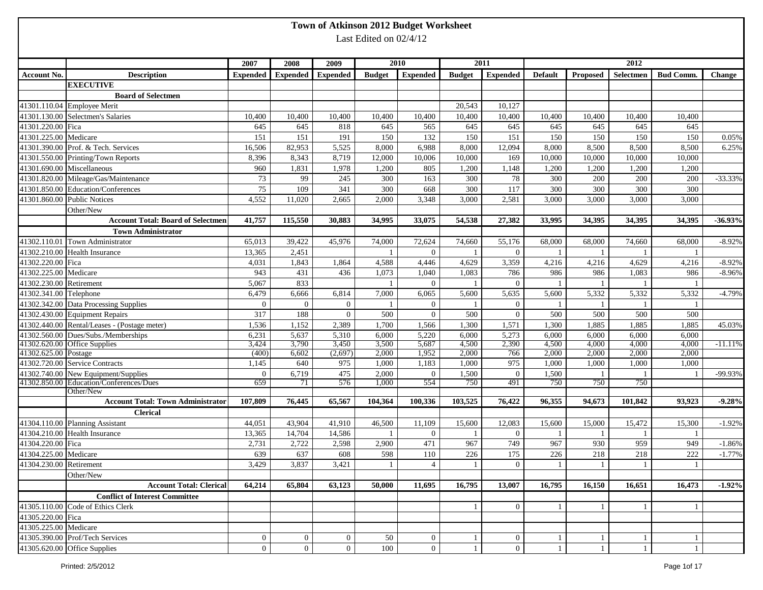# Town of Atkinson 2012 Budget Worksheet

Last Edited on 02/4/12

| | | 2007 | 2008 | 2009 | 2010 | | 2011 | | 2012 | | | | |
|---|---|---|---|---|---|---|---|---|---|---|---|---|---|
| Account No. | Description | Expended | Expended | Expended | Budget | Expended | Budget | Expended | Default | Proposed | Selectmen | Bud Comm. | Change |
| | **EXECUTIVE** | | | | | | | | | | | | |
| | **Board of Selectmen** | | | | | | | | | | | | |
| 41301.110.04 | Employee Merit | | | | | | 20,543 | 10,127 | | | | | |
| 41301.130.00 | Selectmen's Salaries | 10,400 | 10,400 | 10,400 | 10,400 | 10,400 | 10,400 | 10,400 | 10,400 | 10,400 | 10,400 | 10,400 | |
| 41301.220.00 | Fica | 645 | 645 | 818 | 645 | 565 | 645 | 645 | 645 | 645 | 645 | 645 | |
| 41301.225.00 | Medicare | 151 | 151 | 191 | 150 | 132 | 150 | 151 | 150 | 150 | 150 | 150 | 0.05% |
| 41301.390.00 | Prof. & Tech. Services | 16,506 | 82,953 | 5,525 | 8,000 | 6,988 | 8,000 | 12,094 | 8,000 | 8,500 | 8,500 | 8,500 | 6.25% |
| 41301.550.00 | Printing/Town Reports | 8,396 | 8,343 | 8,719 | 12,000 | 10,006 | 10,000 | 169 | 10,000 | 10,000 | 10,000 | 10,000 | |
| 41301.690.00 | Miscellaneous | 960 | 1,831 | 1,978 | 1,200 | 805 | 1,200 | 1,148 | 1,200 | 1,200 | 1,200 | 1,200 | |
| 41301.820.00 | Mileage/Gas/Maintenance | 73 | 99 | 245 | 300 | 163 | 300 | 78 | 300 | 200 | 200 | 200 | -33.33% |
| 41301.850.00 | Education/Conferences | 75 | 109 | 341 | 300 | 668 | 300 | 117 | 300 | 300 | 300 | 300 | |
| 41301.860.00 | Public Notices | 4,552 | 11,020 | 2,665 | 2,000 | 3,348 | 3,000 | 2,581 | 3,000 | 3,000 | 3,000 | 3,000 | |
| | Other/New | | | | | | | | | | | | |
| | **Account Total: Board of Selectmen** | **41,757** | **115,550** | **30,883** | **34,995** | **33,075** | **54,538** | **27,382** | **33,995** | **34,395** | **34,395** | **34,395** | **-36.93%** |
| | **Town Administrator** | | | | | | | | | | | | |
| 41302.110.01 | Town Administrator | 65,013 | 39,422 | 45,976 | 74,000 | 72,624 | 74,660 | 55,176 | 68,000 | 68,000 | 74,660 | 68,000 | -8.92% |
| 41302.210.00 | Health Insurance | 13,365 | 2,451 | | 1 | 0 | 1 | 0 | 1 | 1 | 1 | 1 | |
| 41302.220.00 | Fica | 4,031 | 1,843 | 1,864 | 4,588 | 4,446 | 4,629 | 3,359 | 4,216 | 4,216 | 4,629 | 4,216 | -8.92% |
| 41302.225.00 | Medicare | 943 | 431 | 436 | 1,073 | 1,040 | 1,083 | 786 | 986 | 986 | 1,083 | 986 | -8.96% |
| 41302.230.00 | Retirement | 5,067 | 833 | | 1 | 0 | 1 | 0 | 1 | 1 | 1 | 1 | |
| 41302.341.00 | Telephone | 6,479 | 6,666 | 6,814 | 7,000 | 6,065 | 5,600 | 5,635 | 5,600 | 5,332 | 5,332 | 5,332 | -4.79% |
| 41302.342.00 | Data Processing Supplies | 0 | 0 | 0 | 1 | 0 | 1 | 0 | 1 | 1 | 1 | 1 | |
| 41302.430.00 | Equipment Repairs | 317 | 188 | 0 | 500 | 0 | 500 | 0 | 500 | 500 | 500 | 500 | |
| 41302.440.00 | Rental/Leases - (Postage meter) | 1,536 | 1,152 | 2,389 | 1,700 | 1,566 | 1,300 | 1,571 | 1,300 | 1,885 | 1,885 | 1,885 | 45.03% |
| 41302.560.00 | Dues/Subs./Memberships | 6,231 | 5,637 | 5,310 | 6,000 | 5,220 | 6,000 | 5,273 | 6,000 | 6,000 | 6,000 | 6,000 | |
| 41302.620.00 | Office Supplies | 3,424 | 3,790 | 3,450 | 3,500 | 5,687 | 4,500 | 2,390 | 4,500 | 4,000 | 4,000 | 4,000 | -11.11% |
| 41302.625.00 | Postage | (400) | 6,602 | (2,697) | 2,000 | 1,952 | 2,000 | 766 | 2,000 | 2,000 | 2,000 | 2,000 | |
| 41302.720.00 | Service Contracts | 1,145 | 640 | 975 | 1,000 | 1,183 | 1,000 | 975 | 1,000 | 1,000 | 1,000 | 1,000 | |
| 41302.740.00 | New Equipment/Supplies | 0 | 6,719 | 475 | 2,000 | 0 | 1,500 | 0 | 1,500 | 1 | 1 | 1 | -99.93% |
| 41302.850.00 | Education/Conferences/Dues | 659 | 71 | 576 | 1,000 | 554 | 750 | 491 | 750 | 750 | 750 | | |
| | Other/New | | | | | | | | | | | | |
| | **Account Total: Town Administrator** | **107,809** | **76,445** | **65,567** | **104,364** | **100,336** | **103,525** | **76,422** | **96,355** | **94,673** | **101,842** | **93,923** | **-9.28%** |
| | **Clerical** | | | | | | | | | | | | |
| 41304.110.00 | Planning Assistant | 44,051 | 43,904 | 41,910 | 46,500 | 11,109 | 15,600 | 12,083 | 15,600 | 15,000 | 15,472 | 15,300 | -1.92% |
| 41304.210.00 | Health Insurance | 13,365 | 14,704 | 14,586 | 1 | 0 | 1 | 0 | 1 | 1 | 1 | 1 | |
| 41304.220.00 | Fica | 2,731 | 2,722 | 2,598 | 2,900 | 471 | 967 | 749 | 967 | 930 | 959 | 949 | -1.86% |
| 41304.225.00 | Medicare | 639 | 637 | 608 | 598 | 110 | 226 | 175 | 226 | 218 | 218 | 222 | -1.77% |
| 41304.230.00 | Retirement | 3,429 | 3,837 | 3,421 | 1 | 4 | 1 | 0 | 1 | 1 | 1 | 1 | |
| | Other/New | | | | | | | | | | | | |
| | **Account Total: Clerical** | **64,214** | **65,804** | **63,123** | **50,000** | **11,695** | **16,795** | **13,007** | **16,795** | **16,150** | **16,651** | **16,473** | **-1.92%** |
| | **Conflict of Interest Committee** | | | | | | | | | | | | |
| 41305.110.00 | Code of Ethics Clerk | | | | | | 1 | 0 | 1 | 1 | 1 | 1 | |
| 41305.220.00 | Fica | | | | | | | | | | | | |
| 41305.225.00 | Medicare | | | | | | | | | | | | |
| 41305.390.00 | Prof/Tech Services | 0 | 0 | 0 | 50 | 0 | 1 | 0 | 1 | 1 | 1 | 1 | |
| 41305.620.00 | Office Supplies | 0 | 0 | 0 | 100 | 0 | 1 | 0 | 1 | 1 | 1 | 1 | |

Printed: 2/5/2012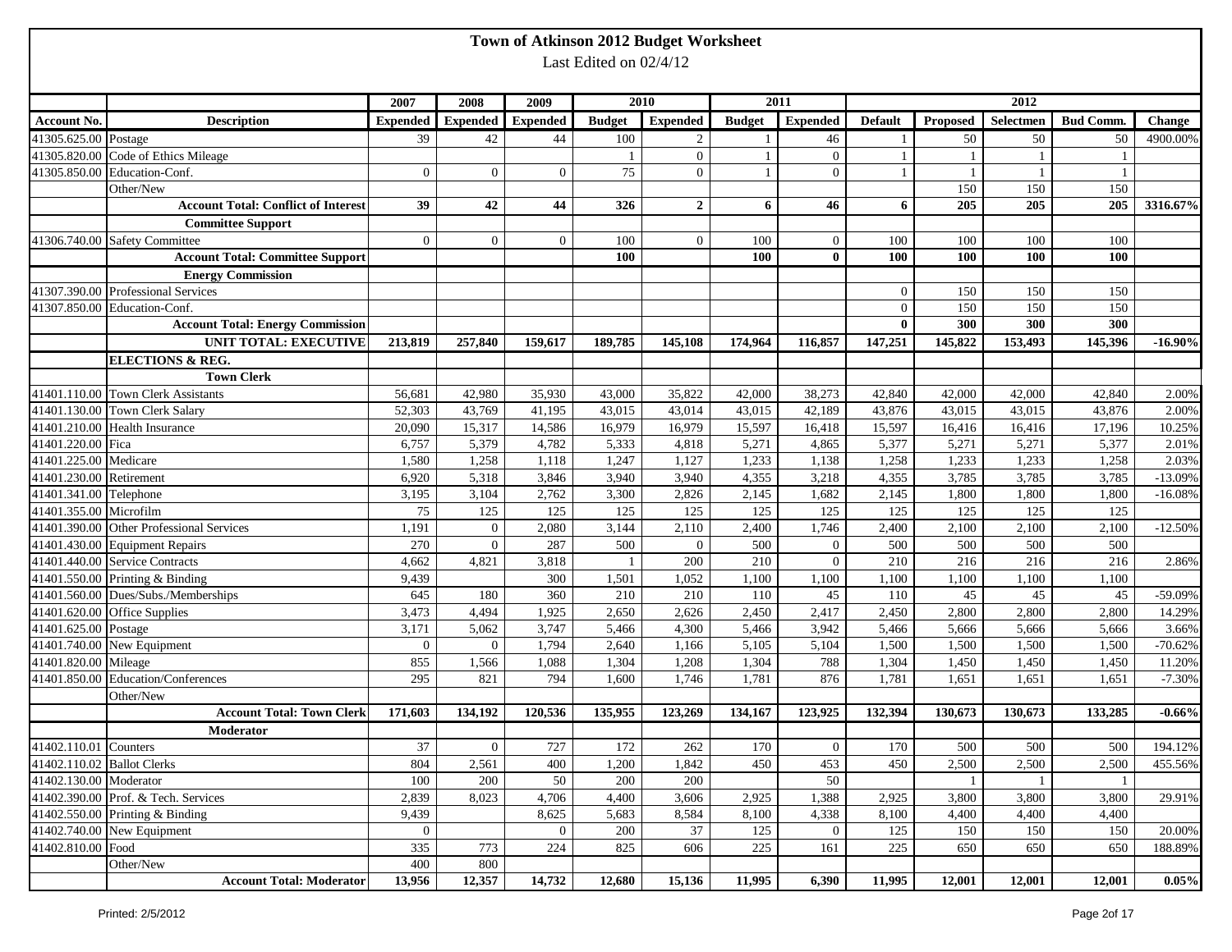# Town of Atkinson 2012 Budget Worksheet

Last Edited on 02/4/12

| | | 2007 | 2008 | 2009 | 2010 | | 2011 | | 2012 | | | | |
|---|---|---|---|---|---|---|---|---|---|---|---|---|---|
| **Account No.** | **Description** | **Expended** | **Expended** | **Expended** | **Budget** | **Expended** | **Budget** | **Expended** | **Default** | **Proposed** | **Selectmen** | **Bud Comm.** | **Change** |
| 41305.625.00 | Postage | 39 | 42 | 44 | 100 | 2 | 1 | 46 | 1 | 50 | 50 | 50 | 4900.00% |
| 41305.820.00 | Code of Ethics Mileage | | | | 1 | 0 | 1 | 0 | 1 | 1 | 1 | 1 | |
| 41305.850.00 | Education-Conf. | 0 | 0 | 0 | 75 | 0 | 1 | 0 | 1 | 1 | 1 | 1 | |
| | Other/New | | | | | | | | | 150 | 150 | 150 | |
| | **Account Total: Conflict of Interest** | **39** | **42** | **44** | **326** | **2** | **6** | **46** | **6** | **205** | **205** | **205** | **3316.67%** |
| | **Committee Support** | | | | | | | | | | | | |
| 41306.740.00 | Safety Committee | 0 | 0 | 0 | 100 | 0 | 100 | 0 | 100 | 100 | 100 | 100 | |
| | **Account Total: Committee Support** | | | | **100** | | **100** | **0** | **100** | **100** | **100** | **100** | |
| | **Energy Commission** | | | | | | | | | | | | |
| 41307.390.00 | Professional Services | | | | | | | | 0 | 150 | 150 | 150 | |
| 41307.850.00 | Education-Conf. | | | | | | | | 0 | 150 | 150 | 150 | |
| | **Account Total: Energy Commission** | | | | | | | | **0** | **300** | **300** | **300** | |
| | **UNIT TOTAL: EXECUTIVE** | **213,819** | **257,840** | **159,617** | **189,785** | **145,108** | **174,964** | **116,857** | **147,251** | **145,822** | **153,493** | **145,396** | **-16.90%** |
| | **ELECTIONS & REG.** | | | | | | | | | | | | |
| | **Town Clerk** | | | | | | | | | | | | |
| 41401.110.00 | Town Clerk Assistants | 56,681 | 42,980 | 35,930 | 43,000 | 35,822 | 42,000 | 38,273 | 42,840 | 42,000 | 42,000 | 42,840 | 2.00% |
| 41401.130.00 | Town Clerk Salary | 52,303 | 43,769 | 41,195 | 43,015 | 43,014 | 43,015 | 42,189 | 43,876 | 43,015 | 43,015 | 43,876 | 2.00% |
| 41401.210.00 | Health Insurance | 20,090 | 15,317 | 14,586 | 16,979 | 16,979 | 15,597 | 16,418 | 15,597 | 16,416 | 16,416 | 17,196 | 10.25% |
| 41401.220.00 | Fica | 6,757 | 5,379 | 4,782 | 5,333 | 4,818 | 5,271 | 4,865 | 5,377 | 5,271 | 5,271 | 5,377 | 2.01% |
| 41401.225.00 | Medicare | 1,580 | 1,258 | 1,118 | 1,247 | 1,127 | 1,233 | 1,138 | 1,258 | 1,233 | 1,233 | 1,258 | 2.03% |
| 41401.230.00 | Retirement | 6,920 | 5,318 | 3,846 | 3,940 | 3,940 | 4,355 | 3,218 | 4,355 | 3,785 | 3,785 | 3,785 | -13.09% |
| 41401.341.00 | Telephone | 3,195 | 3,104 | 2,762 | 3,300 | 2,826 | 2,145 | 1,682 | 2,145 | 1,800 | 1,800 | 1,800 | -16.08% |
| 41401.355.00 | Microfilm | 75 | 125 | 125 | 125 | 125 | 125 | 125 | 125 | 125 | 125 | 125 | |
| 41401.390.00 | Other Professional Services | 1,191 | 0 | 2,080 | 3,144 | 2,110 | 2,400 | 1,746 | 2,400 | 2,100 | 2,100 | 2,100 | -12.50% |
| 41401.430.00 | Equipment Repairs | 270 | 0 | 287 | 500 | 0 | 500 | 0 | 500 | 500 | 500 | 500 | |
| 41401.440.00 | Service Contracts | 4,662 | 4,821 | 3,818 | 1 | 200 | 210 | 0 | 210 | 216 | 216 | 216 | 2.86% |
| 41401.550.00 | Printing & Binding | 9,439 | | 300 | 1,501 | 1,052 | 1,100 | 1,100 | 1,100 | 1,100 | 1,100 | 1,100 | |
| 41401.560.00 | Dues/Subs./Memberships | 645 | 180 | 360 | 210 | 210 | 110 | 45 | 110 | 45 | 45 | 45 | -59.09% |
| 41401.620.00 | Office Supplies | 3,473 | 4,494 | 1,925 | 2,650 | 2,626 | 2,450 | 2,417 | 2,450 | 2,800 | 2,800 | 2,800 | 14.29% |
| 41401.625.00 | Postage | 3,171 | 5,062 | 3,747 | 5,466 | 4,300 | 5,466 | 3,942 | 5,466 | 5,666 | 5,666 | 5,666 | 3.66% |
| 41401.740.00 | New Equipment | 0 | 0 | 1,794 | 2,640 | 1,166 | 5,105 | 5,104 | 1,500 | 1,500 | 1,500 | 1,500 | -70.62% |
| 41401.820.00 | Mileage | 855 | 1,566 | 1,088 | 1,304 | 1,208 | 1,304 | 788 | 1,304 | 1,450 | 1,450 | 1,450 | 11.20% |
| 41401.850.00 | Education/Conferences | 295 | 821 | 794 | 1,600 | 1,746 | 1,781 | 876 | 1,781 | 1,651 | 1,651 | 1,651 | -7.30% |
| | Other/New | | | | | | | | | | | | |
| | **Account Total: Town Clerk** | **171,603** | **134,192** | **120,536** | **135,955** | **123,269** | **134,167** | **123,925** | **132,394** | **130,673** | **130,673** | **133,285** | **-0.66%** |
| | **Moderator** | | | | | | | | | | | | |
| 41402.110.01 | Counters | 37 | 0 | 727 | 172 | 262 | 170 | 0 | 170 | 500 | 500 | 500 | 194.12% |
| 41402.110.02 | Ballot Clerks | 804 | 2,561 | 400 | 1,200 | 1,842 | 450 | 453 | 450 | 2,500 | 2,500 | 2,500 | 455.56% |
| 41402.130.00 | Moderator | 100 | 200 | 50 | 200 | 200 | | 50 | | 1 | 1 | 1 | |
| 41402.390.00 | Prof. & Tech. Services | 2,839 | 8,023 | 4,706 | 4,400 | 3,606 | 2,925 | 1,388 | 2,925 | 3,800 | 3,800 | 3,800 | 29.91% |
| 41402.550.00 | Printing & Binding | 9,439 | | 8,625 | 5,683 | 8,584 | 8,100 | 4,338 | 8,100 | 4,400 | 4,400 | 4,400 | |
| 41402.740.00 | New Equipment | 0 | | 0 | 200 | 37 | 125 | 0 | 125 | 150 | 150 | 150 | 20.00% |
| 41402.810.00 | Food | 335 | 773 | 224 | 825 | 606 | 225 | 161 | 225 | 650 | 650 | 650 | 188.89% |
| | Other/New | 400 | 800 | | | | | | | | | | |
| | **Account Total: Moderator** | **13,956** | **12,357** | **14,732** | **12,680** | **15,136** | **11,995** | **6,390** | **11,995** | **12,001** | **12,001** | **12,001** | **0.05%** |

Printed: 2/5/2012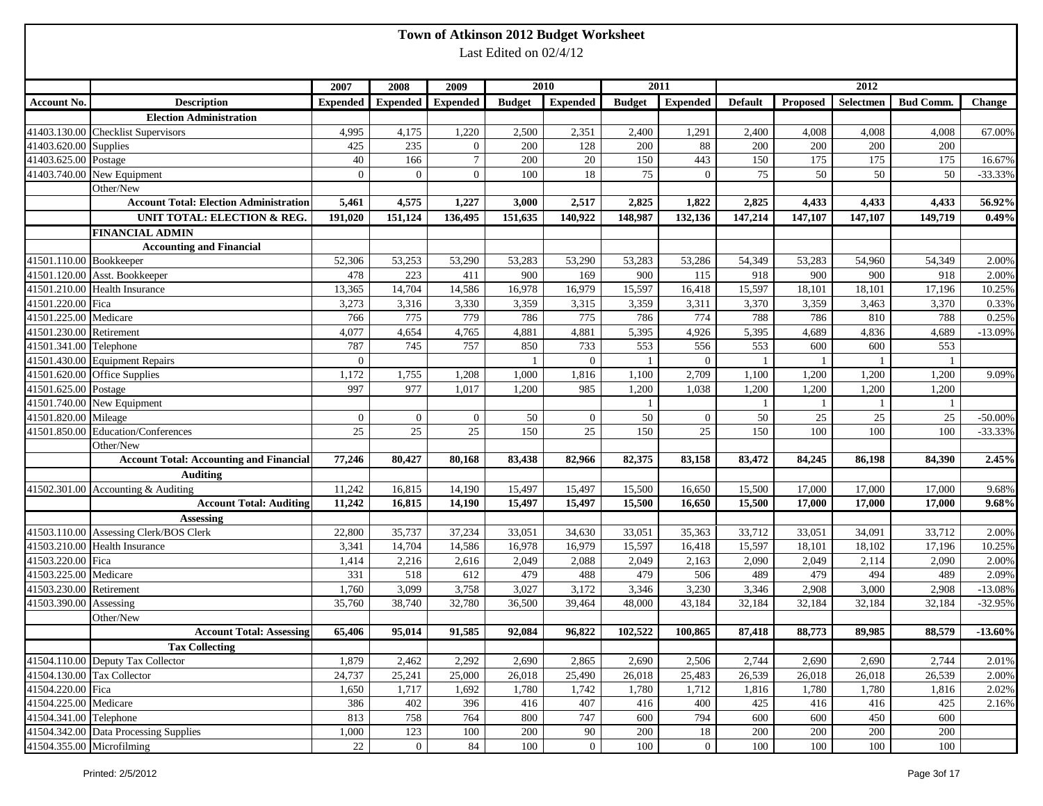# Town of Atkinson 2012 Budget Worksheet

Last Edited on 02/4/12

| | | 2007 | 2008 | 2009 | 2010 | | 2011 | | 2012 | | | | |
|---|---|---|---|---|---|---|---|---|---|---|---|---|---|
| **Account No.** | **Description** | **Expended** | **Expended** | **Expended** | **Budget** | **Expended** | **Budget** | **Expended** | **Default** | **Proposed** | **Selectmen** | **Bud Comm.** | **Change** |
| | **Election Administration** | | | | | | | | | | | | |
| 41403.130.00 | Checklist Supervisors | 4,995 | 4,175 | 1,220 | 2,500 | 2,351 | 2,400 | 1,291 | 2,400 | 4,008 | 4,008 | 4,008 | 67.00% |
| 41403.620.00 | Supplies | 425 | 235 | 0 | 200 | 128 | 200 | 88 | 200 | 200 | 200 | 200 | |
| 41403.625.00 | Postage | 40 | 166 | 7 | 200 | 20 | 150 | 443 | 150 | 175 | 175 | 175 | 16.67% |
| 41403.740.00 | New Equipment | 0 | 0 | 0 | 100 | 18 | 75 | 0 | 75 | 50 | 50 | 50 | -33.33% |
| | Other/New | | | | | | | | | | | | |
| | **Account Total: Election Administration** | **5,461** | **4,575** | **1,227** | **3,000** | **2,517** | **2,825** | **1,822** | **2,825** | **4,433** | **4,433** | **4,433** | **56.92%** |
| | **UNIT TOTAL: ELECTION & REG.** | **191,020** | **151,124** | **136,495** | **151,635** | **140,922** | **148,987** | **132,136** | **147,214** | **147,107** | **147,107** | **149,719** | **0.49%** |
| | **FINANCIAL ADMIN** | | | | | | | | | | | | |
| | **Accounting and Financial** | | | | | | | | | | | | |
| 41501.110.00 | Bookkeeper | 52,306 | 53,253 | 53,290 | 53,283 | 53,290 | 53,283 | 53,286 | 54,349 | 53,283 | 54,960 | 54,349 | 2.00% |
| 41501.120.00 | Asst. Bookkeeper | 478 | 223 | 411 | 900 | 169 | 900 | 115 | 918 | 900 | 900 | 918 | 2.00% |
| 41501.210.00 | Health Insurance | 13,365 | 14,704 | 14,586 | 16,978 | 16,979 | 15,597 | 16,418 | 15,597 | 18,101 | 18,101 | 17,196 | 10.25% |
| 41501.220.00 | Fica | 3,273 | 3,316 | 3,330 | 3,359 | 3,315 | 3,359 | 3,311 | 3,370 | 3,359 | 3,463 | 3,370 | 0.33% |
| 41501.225.00 | Medicare | 766 | 775 | 779 | 786 | 775 | 786 | 774 | 788 | 786 | 810 | 788 | 0.25% |
| 41501.230.00 | Retirement | 4,077 | 4,654 | 4,765 | 4,881 | 4,881 | 5,395 | 4,926 | 5,395 | 4,689 | 4,836 | 4,689 | -13.09% |
| 41501.341.00 | Telephone | 787 | 745 | 757 | 850 | 733 | 553 | 556 | 553 | 600 | 600 | 553 | |
| 41501.430.00 | Equipment Repairs | 0 | | | 1 | 0 | 1 | 0 | 1 | 1 | 1 | 1 | |
| 41501.620.00 | Office Supplies | 1,172 | 1,755 | 1,208 | 1,000 | 1,816 | 1,100 | 2,709 | 1,100 | 1,200 | 1,200 | 1,200 | 9.09% |
| 41501.625.00 | Postage | 997 | 977 | 1,017 | 1,200 | 985 | 1,200 | 1,038 | 1,200 | 1,200 | 1,200 | 1,200 | |
| 41501.740.00 | New Equipment | | | | | | 1 | | 1 | 1 | 1 | 1 | |
| 41501.820.00 | Mileage | 0 | 0 | 0 | 50 | 0 | 50 | 0 | 50 | 25 | 25 | 25 | -50.00% |
| 41501.850.00 | Education/Conferences | 25 | 25 | 25 | 150 | 25 | 150 | 25 | 150 | 100 | 100 | 100 | -33.33% |
| | Other/New | | | | | | | | | | | | |
| | **Account Total: Accounting and Financial** | **77,246** | **80,427** | **80,168** | **83,438** | **82,966** | **82,375** | **83,158** | **83,472** | **84,245** | **86,198** | **84,390** | **2.45%** |
| | **Auditing** | | | | | | | | | | | | |
| 41502.301.00 | Accounting & Auditing | 11,242 | 16,815 | 14,190 | 15,497 | 15,497 | 15,500 | 16,650 | 15,500 | 17,000 | 17,000 | 17,000 | 9.68% |
| | **Account Total: Auditing** | **11,242** | **16,815** | **14,190** | **15,497** | **15,497** | **15,500** | **16,650** | **15,500** | **17,000** | **17,000** | **17,000** | **9.68%** |
| | **Assessing** | | | | | | | | | | | | |
| 41503.110.00 | Assessing Clerk/BOS Clerk | 22,800 | 35,737 | 37,234 | 33,051 | 34,630 | 33,051 | 35,363 | 33,712 | 33,051 | 34,091 | 33,712 | 2.00% |
| 41503.210.00 | Health Insurance | 3,341 | 14,704 | 14,586 | 16,978 | 16,979 | 15,597 | 16,418 | 15,597 | 18,101 | 18,102 | 17,196 | 10.25% |
| 41503.220.00 | Fica | 1,414 | 2,216 | 2,616 | 2,049 | 2,088 | 2,049 | 2,163 | 2,090 | 2,049 | 2,114 | 2,090 | 2.00% |
| 41503.225.00 | Medicare | 331 | 518 | 612 | 479 | 488 | 479 | 506 | 489 | 479 | 494 | 489 | 2.09% |
| 41503.230.00 | Retirement | 1,760 | 3,099 | 3,758 | 3,027 | 3,172 | 3,346 | 3,230 | 3,346 | 2,908 | 3,000 | 2,908 | -13.08% |
| 41503.390.00 | Assessing | 35,760 | 38,740 | 32,780 | 36,500 | 39,464 | 48,000 | 43,184 | 32,184 | 32,184 | 32,184 | 32,184 | -32.95% |
| | Other/New | | | | | | | | | | | | |
| | **Account Total: Assessing** | **65,406** | **95,014** | **91,585** | **92,084** | **96,822** | **102,522** | **100,865** | **87,418** | **88,773** | **89,985** | **88,579** | **-13.60%** |
| | **Tax Collecting** | | | | | | | | | | | | |
| 41504.110.00 | Deputy Tax Collector | 1,879 | 2,462 | 2,292 | 2,690 | 2,865 | 2,690 | 2,506 | 2,744 | 2,690 | 2,690 | 2,744 | 2.01% |
| 41504.130.00 | Tax Collector | 24,737 | 25,241 | 25,000 | 26,018 | 25,490 | 26,018 | 25,483 | 26,539 | 26,018 | 26,018 | 26,539 | 2.00% |
| 41504.220.00 | Fica | 1,650 | 1,717 | 1,692 | 1,780 | 1,742 | 1,780 | 1,712 | 1,816 | 1,780 | 1,780 | 1,816 | 2.02% |
| 41504.225.00 | Medicare | 386 | 402 | 396 | 416 | 407 | 416 | 400 | 425 | 416 | 416 | 425 | 2.16% |
| 41504.341.00 | Telephone | 813 | 758 | 764 | 800 | 747 | 600 | 794 | 600 | 600 | 450 | 600 | |
| 41504.342.00 | Data Processing Supplies | 1,000 | 123 | 100 | 200 | 90 | 200 | 18 | 200 | 200 | 200 | 200 | |
| 41504.355.00 | Microfilming | 22 | 0 | 84 | 100 | 0 | 100 | 0 | 100 | 100 | 100 | 100 | |

Printed: 2/5/2012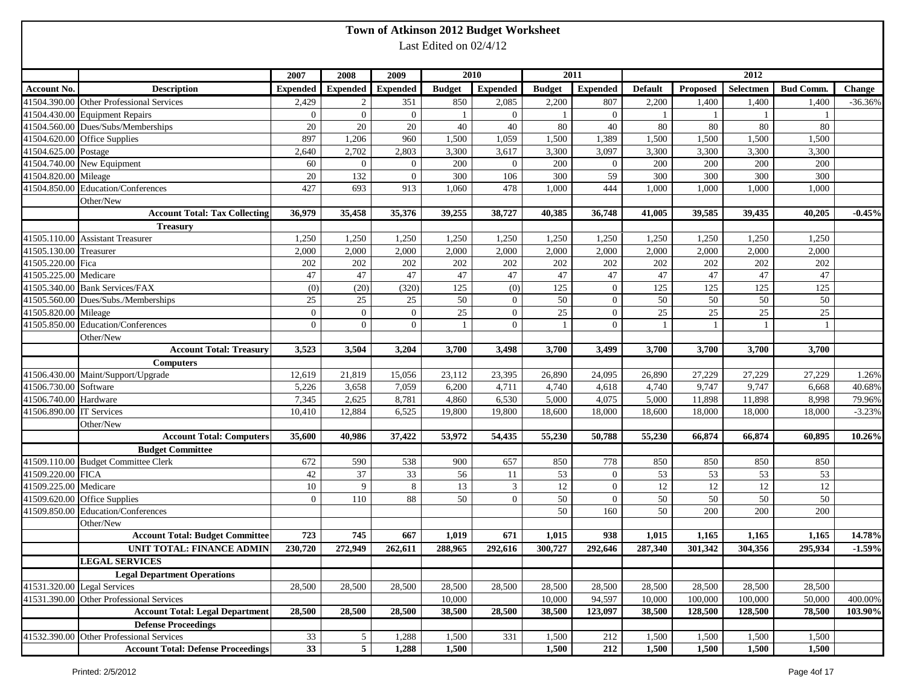# Town of Atkinson 2012 Budget Worksheet

Last Edited on 02/4/12

| | | 2007 | 2008 | 2009 | 2010 | | 2011 | | 2012 | | | | |
|---|---|---|---|---|---|---|---|---|---|---|---|---|---|
| **Account No.** | **Description** | **Expended** | **Expended** | **Expended** | **Budget** | **Expended** | **Budget** | **Expended** | **Default** | **Proposed** | **Selectmen** | **Bud Comm.** | **Change** |
| 41504.390.00 | Other Professional Services | 2,429 | 2 | 351 | 850 | 2,085 | 2,200 | 807 | 2,200 | 1,400 | 1,400 | 1,400 | -36.36% |
| 41504.430.00 | Equipment Repairs | 0 | 0 | 0 | 1 | 0 | 1 | 0 | 1 | 1 | 1 | 1 | |
| 41504.560.00 | Dues/Subs/Memberships | 20 | 20 | 20 | 40 | 40 | 80 | 40 | 80 | 80 | 80 | 80 | |
| 41504.620.00 | Office Supplies | 897 | 1,206 | 960 | 1,500 | 1,059 | 1,500 | 1,389 | 1,500 | 1,500 | 1,500 | 1,500 | |
| 41504.625.00 | Postage | 2,640 | 2,702 | 2,803 | 3,300 | 3,617 | 3,300 | 3,097 | 3,300 | 3,300 | 3,300 | 3,300 | |
| 41504.740.00 | New Equipment | 60 | 0 | 0 | 200 | 0 | 200 | 0 | 200 | 200 | 200 | 200 | |
| 41504.820.00 | Mileage | 20 | 132 | 0 | 300 | 106 | 300 | 59 | 300 | 300 | 300 | 300 | |
| 41504.850.00 | Education/Conferences | 427 | 693 | 913 | 1,060 | 478 | 1,000 | 444 | 1,000 | 1,000 | 1,000 | 1,000 | |
| | Other/New | | | | | | | | | | | | |
| | **Account Total: Tax Collecting** | **36,979** | **35,458** | **35,376** | **39,255** | **38,727** | **40,385** | **36,748** | **41,005** | **39,585** | **39,435** | **40,205** | **-0.45%** |
| | **Treasury** | | | | | | | | | | | | |
| 41505.110.00 | Assistant Treasurer | 1,250 | 1,250 | 1,250 | 1,250 | 1,250 | 1,250 | 1,250 | 1,250 | 1,250 | 1,250 | 1,250 | |
| 41505.130.00 | Treasurer | 2,000 | 2,000 | 2,000 | 2,000 | 2,000 | 2,000 | 2,000 | 2,000 | 2,000 | 2,000 | 2,000 | |
| 41505.220.00 | Fica | 202 | 202 | 202 | 202 | 202 | 202 | 202 | 202 | 202 | 202 | 202 | |
| 41505.225.00 | Medicare | 47 | 47 | 47 | 47 | 47 | 47 | 47 | 47 | 47 | 47 | 47 | |
| 41505.340.00 | Bank Services/FAX | (0) | (20) | (320) | 125 | (0) | 125 | 0 | 125 | 125 | 125 | 125 | |
| 41505.560.00 | Dues/Subs./Memberships | 25 | 25 | 25 | 50 | 0 | 50 | 0 | 50 | 50 | 50 | 50 | |
| 41505.820.00 | Mileage | 0 | 0 | 0 | 25 | 0 | 25 | 0 | 25 | 25 | 25 | 25 | |
| 41505.850.00 | Education/Conferences | 0 | 0 | 0 | 1 | 0 | 1 | 0 | 1 | 1 | 1 | 1 | |
| | Other/New | | | | | | | | | | | | |
| | **Account Total: Treasury** | **3,523** | **3,504** | **3,204** | **3,700** | **3,498** | **3,700** | **3,499** | **3,700** | **3,700** | **3,700** | **3,700** | |
| | **Computers** | | | | | | | | | | | | |
| 41506.430.00 | Maint/Support/Upgrade | 12,619 | 21,819 | 15,056 | 23,112 | 23,395 | 26,890 | 24,095 | 26,890 | 27,229 | 27,229 | 27,229 | 1.26% |
| 41506.730.00 | Software | 5,226 | 3,658 | 7,059 | 6,200 | 4,711 | 4,740 | 4,618 | 4,740 | 9,747 | 9,747 | 6,668 | 40.68% |
| 41506.740.00 | Hardware | 7,345 | 2,625 | 8,781 | 4,860 | 6,530 | 5,000 | 4,075 | 5,000 | 11,898 | 11,898 | 8,998 | 79.96% |
| 41506.890.00 | IT Services | 10,410 | 12,884 | 6,525 | 19,800 | 19,800 | 18,600 | 18,000 | 18,600 | 18,000 | 18,000 | 18,000 | -3.23% |
| | Other/New | | | | | | | | | | | | |
| | **Account Total: Computers** | **35,600** | **40,986** | **37,422** | **53,972** | **54,435** | **55,230** | **50,788** | **55,230** | **66,874** | **66,874** | **60,895** | **10.26%** |
| | **Budget Committee** | | | | | | | | | | | | |
| 41509.110.00 | Budget Committee Clerk | 672 | 590 | 538 | 900 | 657 | 850 | 778 | 850 | 850 | 850 | 850 | |
| 41509.220.00 | FICA | 42 | 37 | 33 | 56 | 11 | 53 | 0 | 53 | 53 | 53 | 53 | |
| 41509.225.00 | Medicare | 10 | 9 | 8 | 13 | 3 | 12 | 0 | 12 | 12 | 12 | 12 | |
| 41509.620.00 | Office Supplies | 0 | 110 | 88 | 50 | 0 | 50 | 0 | 50 | 50 | 50 | 50 | |
| 41509.850.00 | Education/Conferences | | | | | | 50 | 160 | 50 | 200 | 200 | 200 | |
| | Other/New | | | | | | | | | | | | |
| | **Account Total: Budget Committee** | **723** | **745** | **667** | **1,019** | **671** | **1,015** | **938** | **1,015** | **1,165** | **1,165** | **1,165** | **14.78%** |
| | **UNIT TOTAL: FINANCE ADMIN** | **230,720** | **272,949** | **262,611** | **288,965** | **292,616** | **300,727** | **292,646** | **287,340** | **301,342** | **304,356** | **295,934** | **-1.59%** |
| | **LEGAL SERVICES** | | | | | | | | | | | | |
| | **Legal Department Operations** | | | | | | | | | | | | |
| 41531.320.00 | Legal Services | 28,500 | 28,500 | 28,500 | 28,500 | 28,500 | 28,500 | 28,500 | 28,500 | 28,500 | 28,500 | 28,500 | |
| 41531.390.00 | Other Professional Services | | | | 10,000 | | 10,000 | 94,597 | 10,000 | 100,000 | 100,000 | 50,000 | 400.00% |
| | **Account Total: Legal Department** | **28,500** | **28,500** | **28,500** | **38,500** | **28,500** | **38,500** | **123,097** | **38,500** | **128,500** | **128,500** | **78,500** | **103.90%** |
| | **Defense Proceedings** | | | | | | | | | | | | |
| 41532.390.00 | Other Professional Services | 33 | 5 | 1,288 | 1,500 | 331 | 1,500 | 212 | 1,500 | 1,500 | 1,500 | 1,500 | |
| | **Account Total: Defense Proceedings** | **33** | **5** | **1,288** | **1,500** | | **1,500** | **212** | **1,500** | **1,500** | **1,500** | **1,500** | |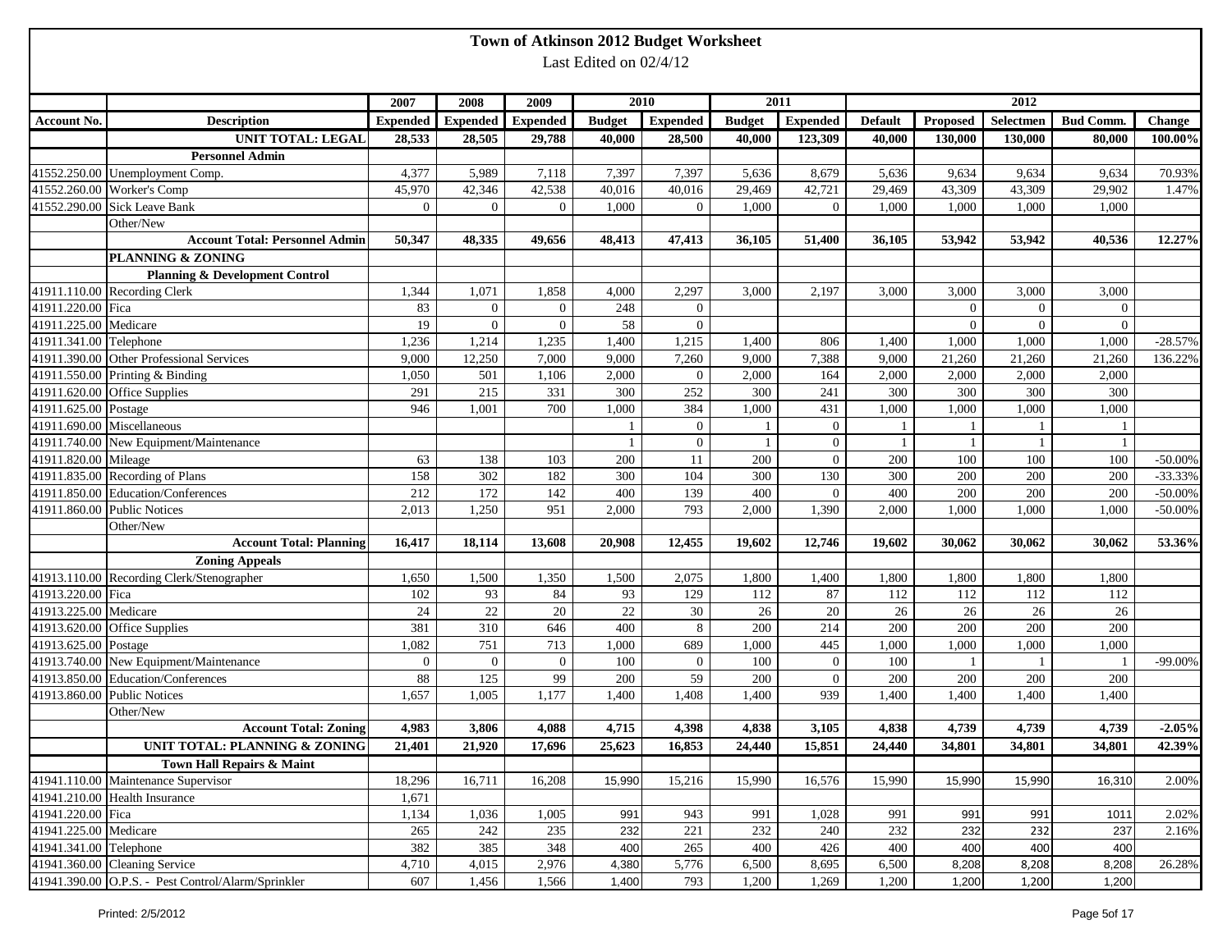# Town of Atkinson 2012 Budget Worksheet

Last Edited on 02/4/12

| | | 2007 | 2008 | 2009 | 2010 | | 2011 | | 2012 | | | | |
|---|---|---|---|---|---|---|---|---|---|---|---|---|---|
| **Account No.** | **Description** | **Expended** | **Expended** | **Expended** | **Budget** | **Expended** | **Budget** | **Expended** | **Default** | **Proposed** | **Selectmen** | **Bud Comm.** | **Change** |
| | **UNIT TOTAL: LEGAL** | **28,533** | **28,505** | **29,788** | **40,000** | **28,500** | **40,000** | **123,309** | **40,000** | **130,000** | **130,000** | **80,000** | **100.00%** |
| | **Personnel Admin** | | | | | | | | | | | | |
| 41552.250.00 | Unemployment Comp. | 4,377 | 5,989 | 7,118 | 7,397 | 7,397 | 5,636 | 8,679 | 5,636 | 9,634 | 9,634 | 9,634 | 70.93% |
| 41552.260.00 | Worker's Comp | 45,970 | 42,346 | 42,538 | 40,016 | 40,016 | 29,469 | 42,721 | 29,469 | 43,309 | 43,309 | 29,902 | 1.47% |
| 41552.290.00 | Sick Leave Bank | 0 | 0 | 0 | 1,000 | 0 | 1,000 | 0 | 1,000 | 1,000 | 1,000 | 1,000 | |
| | Other/New | | | | | | | | | | | | |
| | **Account Total: Personnel Admin** | **50,347** | **48,335** | **49,656** | **48,413** | **47,413** | **36,105** | **51,400** | **36,105** | **53,942** | **53,942** | **40,536** | **12.27%** |
| | **PLANNING & ZONING** | | | | | | | | | | | | |
| | **Planning & Development Control** | | | | | | | | | | | | |
| 41911.110.00 | Recording Clerk | 1,344 | 1,071 | 1,858 | 4,000 | 2,297 | 3,000 | 2,197 | 3,000 | 3,000 | 3,000 | 3,000 | |
| 41911.220.00 | Fica | 83 | 0 | 0 | 248 | 0 | | | | 0 | 0 | 0 | |
| 41911.225.00 | Medicare | 19 | 0 | 0 | 58 | 0 | | | | 0 | 0 | 0 | |
| 41911.341.00 | Telephone | 1,236 | 1,214 | 1,235 | 1,400 | 1,215 | 1,400 | 806 | 1,400 | 1,000 | 1,000 | 1,000 | -28.57% |
| 41911.390.00 | Other Professional Services | 9,000 | 12,250 | 7,000 | 9,000 | 7,260 | 9,000 | 7,388 | 9,000 | 21,260 | 21,260 | 21,260 | 136.22% |
| 41911.550.00 | Printing & Binding | 1,050 | 501 | 1,106 | 2,000 | 0 | 2,000 | 164 | 2,000 | 2,000 | 2,000 | 2,000 | |
| 41911.620.00 | Office Supplies | 291 | 215 | 331 | 300 | 252 | 300 | 241 | 300 | 300 | 300 | 300 | |
| 41911.625.00 | Postage | 946 | 1,001 | 700 | 1,000 | 384 | 1,000 | 431 | 1,000 | 1,000 | 1,000 | 1,000 | |
| 41911.690.00 | Miscellaneous | | | | 1 | 0 | 1 | 0 | 1 | 1 | 1 | 1 | |
| 41911.740.00 | New Equipment/Maintenance | | | | 1 | 0 | 1 | 0 | 1 | 1 | 1 | 1 | |
| 41911.820.00 | Mileage | 63 | 138 | 103 | 200 | 11 | 200 | 0 | 200 | 100 | 100 | 100 | -50.00% |
| 41911.835.00 | Recording of Plans | 158 | 302 | 182 | 300 | 104 | 300 | 130 | 300 | 200 | 200 | 200 | -33.33% |
| 41911.850.00 | Education/Conferences | 212 | 172 | 142 | 400 | 139 | 400 | 0 | 400 | 200 | 200 | 200 | -50.00% |
| 41911.860.00 | Public Notices | 2,013 | 1,250 | 951 | 2,000 | 793 | 2,000 | 1,390 | 2,000 | 1,000 | 1,000 | 1,000 | -50.00% |
| | Other/New | | | | | | | | | | | | |
| | **Account Total: Planning** | **16,417** | **18,114** | **13,608** | **20,908** | **12,455** | **19,602** | **12,746** | **19,602** | **30,062** | **30,062** | **30,062** | **53.36%** |
| | **Zoning Appeals** | | | | | | | | | | | | |
| 41913.110.00 | Recording Clerk/Stenographer | 1,650 | 1,500 | 1,350 | 1,500 | 2,075 | 1,800 | 1,400 | 1,800 | 1,800 | 1,800 | 1,800 | |
| 41913.220.00 | Fica | 102 | 93 | 84 | 93 | 129 | 112 | 87 | 112 | 112 | 112 | 112 | |
| 41913.225.00 | Medicare | 24 | 22 | 20 | 22 | 30 | 26 | 20 | 26 | 26 | 26 | 26 | |
| 41913.620.00 | Office Supplies | 381 | 310 | 646 | 400 | 8 | 200 | 214 | 200 | 200 | 200 | 200 | |
| 41913.625.00 | Postage | 1,082 | 751 | 713 | 1,000 | 689 | 1,000 | 445 | 1,000 | 1,000 | 1,000 | 1,000 | |
| 41913.740.00 | New Equipment/Maintenance | 0 | 0 | 0 | 100 | 0 | 100 | 0 | 100 | 1 | 1 | 1 | -99.00% |
| 41913.850.00 | Education/Conferences | 88 | 125 | 99 | 200 | 59 | 200 | 0 | 200 | 200 | 200 | 200 | |
| 41913.860.00 | Public Notices | 1,657 | 1,005 | 1,177 | 1,400 | 1,408 | 1,400 | 939 | 1,400 | 1,400 | 1,400 | 1,400 | |
| | Other/New | | | | | | | | | | | | |
| | **Account Total: Zoning** | **4,983** | **3,806** | **4,088** | **4,715** | **4,398** | **4,838** | **3,105** | **4,838** | **4,739** | **4,739** | **4,739** | **-2.05%** |
| | **UNIT TOTAL: PLANNING & ZONING** | **21,401** | **21,920** | **17,696** | **25,623** | **16,853** | **24,440** | **15,851** | **24,440** | **34,801** | **34,801** | **34,801** | **42.39%** |
| | **Town Hall Repairs & Maint** | | | | | | | | | | | | |
| 41941.110.00 | Maintenance Supervisor | 18,296 | 16,711 | 16,208 | 15,990 | 15,216 | 15,990 | 16,576 | 15,990 | 15,990 | 15,990 | 16,310 | 2.00% |
| 41941.210.00 | Health Insurance | 1,671 | | | | | | | | | | | |
| 41941.220.00 | Fica | 1,134 | 1,036 | 1,005 | 991 | 943 | 991 | 1,028 | 991 | 991 | 991 | 1011 | 2.02% |
| 41941.225.00 | Medicare | 265 | 242 | 235 | 232 | 221 | 232 | 240 | 232 | 232 | 232 | 237 | 2.16% |
| 41941.341.00 | Telephone | 382 | 385 | 348 | 400 | 265 | 400 | 426 | 400 | 400 | 400 | 400 | |
| 41941.360.00 | Cleaning Service | 4,710 | 4,015 | 2,976 | 4,380 | 5,776 | 6,500 | 8,695 | 6,500 | 8,208 | 8,208 | 8,208 | 26.28% |
| 41941.390.00 | O.P.S. - Pest Control/Alarm/Sprinkler | 607 | 1,456 | 1,566 | 1,400 | 793 | 1,200 | 1,269 | 1,200 | 1,200 | 1,200 | 1,200 | |

Printed: 2/5/2012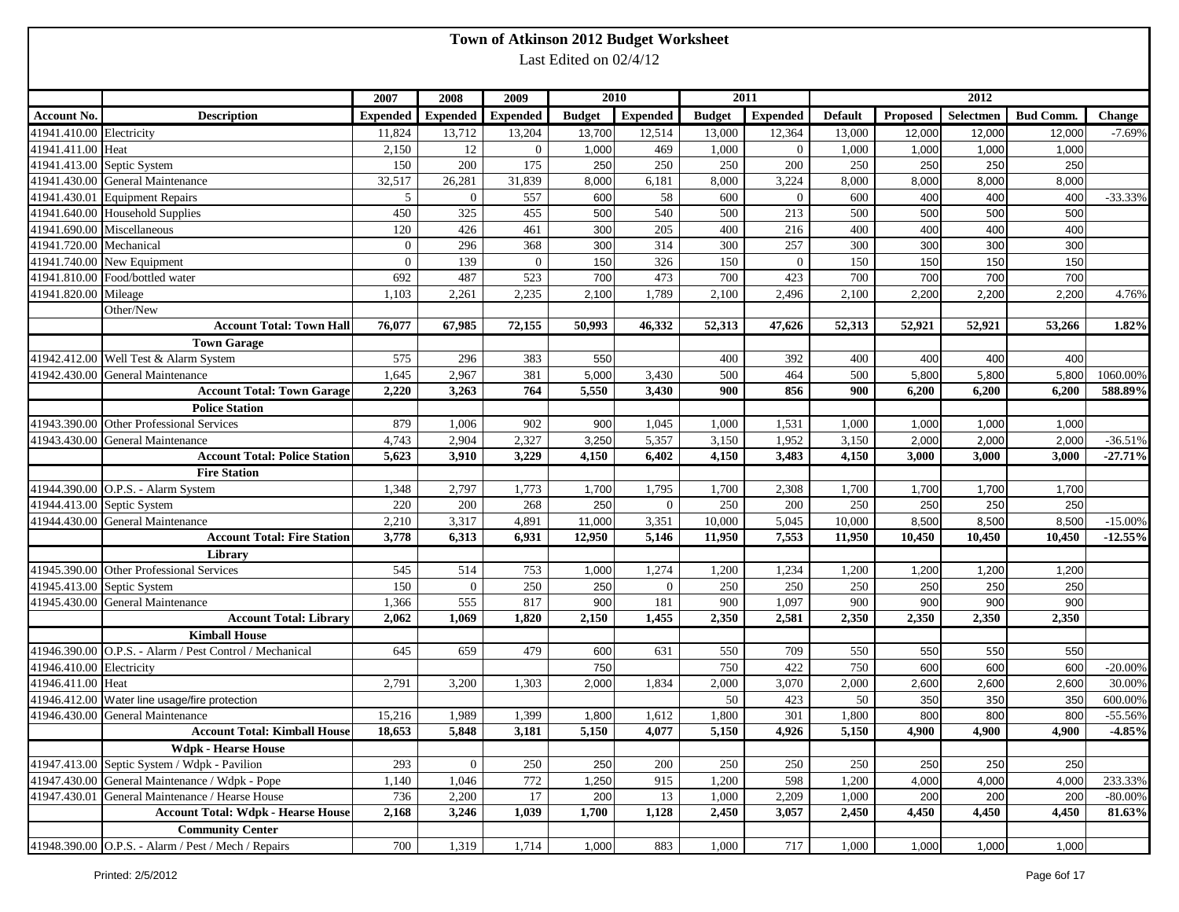# Town of Atkinson 2012 Budget Worksheet

Last Edited on 02/4/12

| | | 2007 | 2008 | 2009 | 2010 | | 2011 | | 2012 | | | | |
|---|---|---|---|---|---|---|---|---|---|---|---|---|---|
| **Account No.** | **Description** | **Expended** | **Expended** | **Expended** | **Budget** | **Expended** | **Budget** | **Expended** | **Default** | **Proposed** | **Selectmen** | **Bud Comm.** | **Change** |
| 41941.410.00 | Electricity | 11,824 | 13,712 | 13,204 | 13,700 | 12,514 | 13,000 | 12,364 | 13,000 | 12,000 | 12,000 | 12,000 | -7.69% |
| 41941.411.00 | Heat | 2,150 | 12 | 0 | 1,000 | 469 | 1,000 | 0 | 1,000 | 1,000 | 1,000 | 1,000 | |
| 41941.413.00 | Septic System | 150 | 200 | 175 | 250 | 250 | 250 | 200 | 250 | 250 | 250 | 250 | |
| 41941.430.00 | General Maintenance | 32,517 | 26,281 | 31,839 | 8,000 | 6,181 | 8,000 | 3,224 | 8,000 | 8,000 | 8,000 | 8,000 | |
| 41941.430.01 | Equipment Repairs | 5 | 0 | 557 | 600 | 58 | 600 | 0 | 600 | 400 | 400 | 400 | -33.33% |
| 41941.640.00 | Household Supplies | 450 | 325 | 455 | 500 | 540 | 500 | 213 | 500 | 500 | 500 | 500 | |
| 41941.690.00 | Miscellaneous | 120 | 426 | 461 | 300 | 205 | 400 | 216 | 400 | 400 | 400 | 400 | |
| 41941.720.00 | Mechanical | 0 | 296 | 368 | 300 | 314 | 300 | 257 | 300 | 300 | 300 | 300 | |
| 41941.740.00 | New Equipment | 0 | 139 | 0 | 150 | 326 | 150 | 0 | 150 | 150 | 150 | 150 | |
| 41941.810.00 | Food/bottled water | 692 | 487 | 523 | 700 | 473 | 700 | 423 | 700 | 700 | 700 | 700 | |
| 41941.820.00 | Mileage | 1,103 | 2,261 | 2,235 | 2,100 | 1,789 | 2,100 | 2,496 | 2,100 | 2,200 | 2,200 | 2,200 | 4.76% |
| | Other/New | | | | | | | | | | | | |
| | **Account Total: Town Hall** | **76,077** | **67,985** | **72,155** | **50,993** | **46,332** | **52,313** | **47,626** | **52,313** | **52,921** | **52,921** | **53,266** | **1.82%** |
| | **Town Garage** | | | | | | | | | | | | |
| 41942.412.00 | Well Test & Alarm System | 575 | 296 | 383 | 550 | | 400 | 392 | 400 | 400 | 400 | 400 | |
| 41942.430.00 | General Maintenance | 1,645 | 2,967 | 381 | 5,000 | 3,430 | 500 | 464 | 500 | 5,800 | 5,800 | 5,800 | 1060.00% |
| | **Account Total: Town Garage** | **2,220** | **3,263** | **764** | **5,550** | **3,430** | **900** | **856** | **900** | **6,200** | **6,200** | **6,200** | **588.89%** |
| | **Police Station** | | | | | | | | | | | | |
| 41943.390.00 | Other Professional Services | 879 | 1,006 | 902 | 900 | 1,045 | 1,000 | 1,531 | 1,000 | 1,000 | 1,000 | 1,000 | |
| 41943.430.00 | General Maintenance | 4,743 | 2,904 | 2,327 | 3,250 | 5,357 | 3,150 | 1,952 | 3,150 | 2,000 | 2,000 | 2,000 | -36.51% |
| | **Account Total: Police Station** | **5,623** | **3,910** | **3,229** | **4,150** | **6,402** | **4,150** | **3,483** | **4,150** | **3,000** | **3,000** | **3,000** | **-27.71%** |
| | **Fire Station** | | | | | | | | | | | | |
| 41944.390.00 | O.P.S. - Alarm System | 1,348 | 2,797 | 1,773 | 1,700 | 1,795 | 1,700 | 2,308 | 1,700 | 1,700 | 1,700 | 1,700 | |
| 41944.413.00 | Septic System | 220 | 200 | 268 | 250 | 0 | 250 | 200 | 250 | 250 | 250 | 250 | |
| 41944.430.00 | General Maintenance | 2,210 | 3,317 | 4,891 | 11,000 | 3,351 | 10,000 | 5,045 | 10,000 | 8,500 | 8,500 | 8,500 | -15.00% |
| | **Account Total: Fire Station** | **3,778** | **6,313** | **6,931** | **12,950** | **5,146** | **11,950** | **7,553** | **11,950** | **10,450** | **10,450** | **10,450** | **-12.55%** |
| | **Library** | | | | | | | | | | | | |
| 41945.390.00 | Other Professional Services | 545 | 514 | 753 | 1,000 | 1,274 | 1,200 | 1,234 | 1,200 | 1,200 | 1,200 | 1,200 | |
| 41945.413.00 | Septic System | 150 | 0 | 250 | 250 | 0 | 250 | 250 | 250 | 250 | 250 | 250 | |
| 41945.430.00 | General Maintenance | 1,366 | 555 | 817 | 900 | 181 | 900 | 1,097 | 900 | 900 | 900 | 900 | |
| | **Account Total: Library** | **2,062** | **1,069** | **1,820** | **2,150** | **1,455** | **2,350** | **2,581** | **2,350** | **2,350** | **2,350** | **2,350** | |
| | **Kimball House** | | | | | | | | | | | | |
| 41946.390.00 | O.P.S. - Alarm / Pest Control / Mechanical | 645 | 659 | 479 | 600 | 631 | 550 | 709 | 550 | 550 | 550 | 550 | |
| 41946.410.00 | Electricity | | | | 750 | | 750 | 422 | 750 | 600 | 600 | 600 | -20.00% |
| 41946.411.00 | Heat | 2,791 | 3,200 | 1,303 | 2,000 | 1,834 | 2,000 | 3,070 | 2,000 | 2,600 | 2,600 | 2,600 | 30.00% |
| 41946.412.00 | Water line usage/fire protection | | | | | | 50 | 423 | 50 | 350 | 350 | 350 | 600.00% |
| 41946.430.00 | General Maintenance | 15,216 | 1,989 | 1,399 | 1,800 | 1,612 | 1,800 | 301 | 1,800 | 800 | 800 | 800 | -55.56% |
| | **Account Total: Kimball House** | **18,653** | **5,848** | **3,181** | **5,150** | **4,077** | **5,150** | **4,926** | **5,150** | **4,900** | **4,900** | **4,900** | **-4.85%** |
| | **Wdpk - Hearse House** | | | | | | | | | | | | |
| 41947.413.00 | Septic System / Wdpk - Pavilion | 293 | 0 | 250 | 250 | 200 | 250 | 250 | 250 | 250 | 250 | 250 | |
| 41947.430.00 | General Maintenance / Wdpk - Pope | 1,140 | 1,046 | 772 | 1,250 | 915 | 1,200 | 598 | 1,200 | 4,000 | 4,000 | 4,000 | 233.33% |
| 41947.430.01 | General Maintenance / Hearse House | 736 | 2,200 | 17 | 200 | 13 | 1,000 | 2,209 | 1,000 | 200 | 200 | 200 | -80.00% |
| | **Account Total: Wdpk - Hearse House** | **2,168** | **3,246** | **1,039** | **1,700** | **1,128** | **2,450** | **3,057** | **2,450** | **4,450** | **4,450** | **4,450** | **81.63%** |
| | **Community Center** | | | | | | | | | | | | |
| 41948.390.00 | O.P.S. - Alarm / Pest / Mech / Repairs | 700 | 1,319 | 1,714 | 1,000 | 883 | 1,000 | 717 | 1,000 | 1,000 | 1,000 | 1,000 | |

Printed: 2/5/2012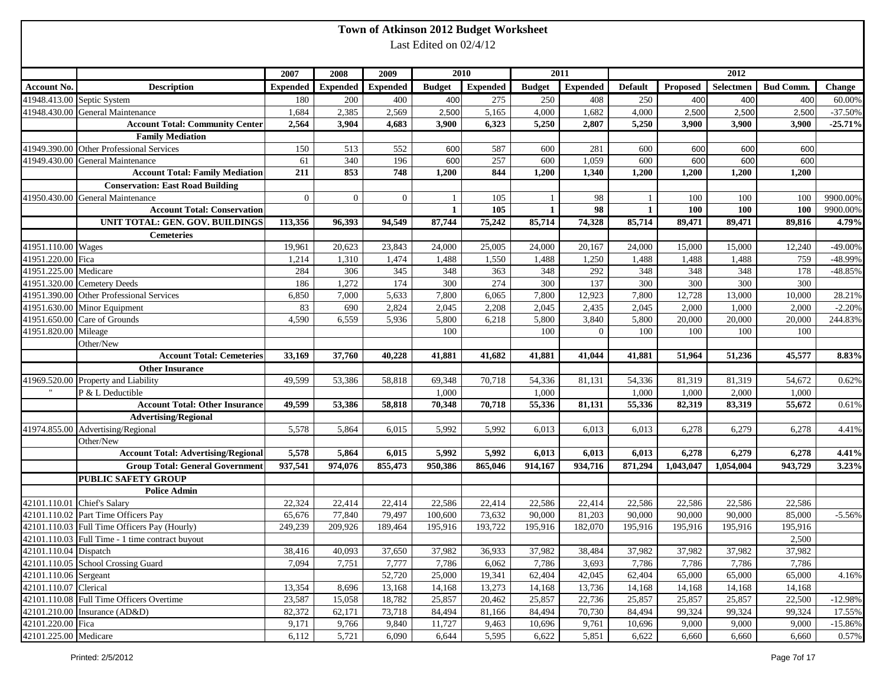# Town of Atkinson 2012 Budget Worksheet

Last Edited on 02/4/12

| | | 2007 | 2008 | 2009 | 2010 | | 2011 | | 2012 | | | | |
|---|---|---|---|---|---|---|---|---|---|---|---|---|---|
| Account No. | Description | Expended | Expended | Expended | Budget | Expended | Budget | Expended | Default | Proposed | Selectmen | Bud Comm. | Change |
| 41948.413.00 | Septic System | 180 | 200 | 400 | 400 | 275 | 250 | 408 | 250 | 400 | 400 | 400 | 60.00% |
| 41948.430.00 | General Maintenance | 1,684 | 2,385 | 2,569 | 2,500 | 5,165 | 4,000 | 1,682 | 4,000 | 2,500 | 2,500 | 2,500 | -37.50% |
| | **Account Total: Community Center** | **2,564** | **3,904** | **4,683** | **3,900** | **6,323** | **5,250** | **2,807** | **5,250** | **3,900** | **3,900** | **3,900** | **-25.71%** |
| | **Family Mediation** | | | | | | | | | | | | |
| 41949.390.00 | Other Professional Services | 150 | 513 | 552 | 600 | 587 | 600 | 281 | 600 | 600 | 600 | 600 | |
| 41949.430.00 | General Maintenance | 61 | 340 | 196 | 600 | 257 | 600 | 1,059 | 600 | 600 | 600 | 600 | |
| | **Account Total: Family Mediation** | **211** | **853** | **748** | **1,200** | **844** | **1,200** | **1,340** | **1,200** | **1,200** | **1,200** | **1,200** | |
| | **Conservation: East Road Building** | | | | | | | | | | | | |
| 41950.430.00 | General Maintenance | 0 | 0 | 0 | 1 | 105 | 1 | 98 | 1 | 100 | 100 | 100 | 9900.00% |
| | **Account Total: Conservation** | | | | **1** | **105** | **1** | **98** | **1** | **100** | **100** | **100** | 9900.00% |
| | **UNIT TOTAL: GEN. GOV. BUILDINGS** | **113,356** | **96,393** | **94,549** | **87,744** | **75,242** | **85,714** | **74,328** | **85,714** | **89,471** | **89,471** | **89,816** | **4.79%** |
| | **Cemeteries** | | | | | | | | | | | | |
| 41951.110.00 | Wages | 19,961 | 20,623 | 23,843 | 24,000 | 25,005 | 24,000 | 20,167 | 24,000 | 15,000 | 15,000 | 12,240 | -49.00% |
| 41951.220.00 | Fica | 1,214 | 1,310 | 1,474 | 1,488 | 1,550 | 1,488 | 1,250 | 1,488 | 1,488 | 1,488 | 759 | -48.99% |
| 41951.225.00 | Medicare | 284 | 306 | 345 | 348 | 363 | 348 | 292 | 348 | 348 | 348 | 178 | -48.85% |
| 41951.320.00 | Cemetery Deeds | 186 | 1,272 | 174 | 300 | 274 | 300 | 137 | 300 | 300 | 300 | 300 | |
| 41951.390.00 | Other Professional Services | 6,850 | 7,000 | 5,633 | 7,800 | 6,065 | 7,800 | 12,923 | 7,800 | 12,728 | 13,000 | 10,000 | 28.21% |
| 41951.630.00 | Minor Equipment | 83 | 690 | 2,824 | 2,045 | 2,208 | 2,045 | 2,435 | 2,045 | 2,000 | 1,000 | 2,000 | -2.20% |
| 41951.650.00 | Care of Grounds | 4,590 | 6,559 | 5,936 | 5,800 | 6,218 | 5,800 | 3,840 | 5,800 | 20,000 | 20,000 | 20,000 | 244.83% |
| 41951.820.00 | Mileage | | | | 100 | | 100 | 0 | 100 | 100 | 100 | 100 | |
| | Other/New | | | | | | | | | | | | |
| | **Account Total: Cemeteries** | **33,169** | **37,760** | **40,228** | **41,881** | **41,682** | **41,881** | **41,044** | **41,881** | **51,964** | **51,236** | **45,577** | **8.83%** |
| | **Other Insurance** | | | | | | | | | | | | |
| 41969.520.00 | Property and Liability | 49,599 | 53,386 | 58,818 | 69,348 | 70,718 | 54,336 | 81,131 | 54,336 | 81,319 | 81,319 | 54,672 | 0.62% |
| " | P & L Deductible | | | | 1,000 | | 1,000 | | 1,000 | 1,000 | 2,000 | 1,000 | |
| | **Account Total: Other Insurance** | **49,599** | **53,386** | **58,818** | **70,348** | **70,718** | **55,336** | **81,131** | **55,336** | **82,319** | **83,319** | **55,672** | 0.61% |
| | **Advertising/Regional** | | | | | | | | | | | | |
| 41974.855.00 | Advertising/Regional | 5,578 | 5,864 | 6,015 | 5,992 | 5,992 | 6,013 | 6,013 | 6,013 | 6,278 | 6,279 | 6,278 | 4.41% |
| | Other/New | | | | | | | | | | | | |
| | **Account Total: Advertising/Regional** | **5,578** | **5,864** | **6,015** | **5,992** | **5,992** | **6,013** | **6,013** | **6,013** | **6,278** | **6,279** | **6,278** | **4.41%** |
| | **Group Total: General Government** | **937,541** | **974,076** | **855,473** | **950,386** | **865,046** | **914,167** | **934,716** | **871,294** | **1,043,047** | **1,054,004** | **943,729** | **3.23%** |
| | **PUBLIC SAFETY GROUP** | | | | | | | | | | | | |
| | **Police Admin** | | | | | | | | | | | | |
| 42101.110.01 | Chief's Salary | 22,324 | 22,414 | 22,414 | 22,586 | 22,414 | 22,586 | 22,414 | 22,586 | 22,586 | 22,586 | 22,586 | |
| 42101.110.02 | Part Time Officers Pay | 65,676 | 77,840 | 79,497 | 100,600 | 73,632 | 90,000 | 81,203 | 90,000 | 90,000 | 90,000 | 85,000 | -5.56% |
| 42101.110.03 | Full Time Officers Pay (Hourly) | 249,239 | 209,926 | 189,464 | 195,916 | 193,722 | 195,916 | 182,070 | 195,916 | 195,916 | 195,916 | 195,916 | |
| 42101.110.03 | Full Time - 1 time contract buyout | | | | | | | | | | | 2,500 | |
| 42101.110.04 | Dispatch | 38,416 | 40,093 | 37,650 | 37,982 | 36,933 | 37,982 | 38,484 | 37,982 | 37,982 | 37,982 | 37,982 | |
| 42101.110.05 | School Crossing Guard | 7,094 | 7,751 | 7,777 | 7,786 | 6,062 | 7,786 | 3,693 | 7,786 | 7,786 | 7,786 | 7,786 | |
| 42101.110.06 | Sergeant | | | 52,720 | 25,000 | 19,341 | 62,404 | 42,045 | 62,404 | 65,000 | 65,000 | 65,000 | 4.16% |
| 42101.110.07 | Clerical | 13,354 | 8,696 | 13,168 | 14,168 | 13,273 | 14,168 | 13,736 | 14,168 | 14,168 | 14,168 | 14,168 | |
| 42101.110.08 | Full Time Officers Overtime | 23,587 | 15,058 | 18,782 | 25,857 | 20,462 | 25,857 | 22,736 | 25,857 | 25,857 | 25,857 | 22,500 | -12.98% |
| 42101.210.00 | Insurance (AD&D) | 82,372 | 62,171 | 73,718 | 84,494 | 81,166 | 84,494 | 70,730 | 84,494 | 99,324 | 99,324 | 99,324 | 17.55% |
| 42101.220.00 | Fica | 9,171 | 9,766 | 9,840 | 11,727 | 9,463 | 10,696 | 9,761 | 10,696 | 9,000 | 9,000 | 9,000 | -15.86% |
| 42101.225.00 | Medicare | 6,112 | 5,721 | 6,090 | 6,644 | 5,595 | 6,622 | 5,851 | 6,622 | 6,660 | 6,660 | 6,660 | 0.57% |

Printed: 2/5/2012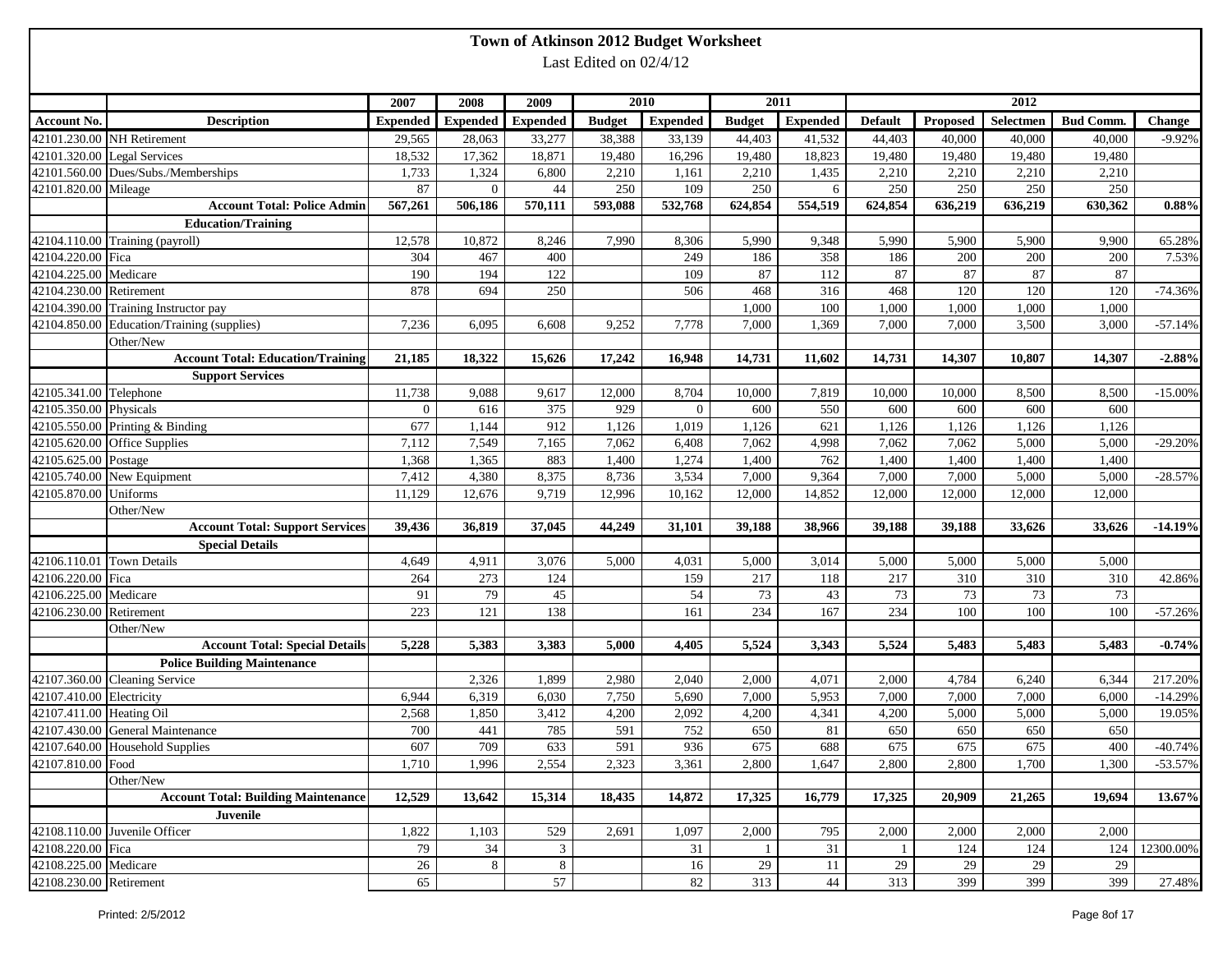# Town of Atkinson 2012 Budget Worksheet

Last Edited on 02/4/12

| | | 2007 | 2008 | 2009 | 2010 | | 2011 | | 2012 | | | | |
|---|---|---|---|---|---|---|---|---|---|---|---|---|---|
| Account No. | Description | Expended | Expended | Expended | Budget | Expended | Budget | Expended | Default | Proposed | Selectmen | Bud Comm. | Change |
| 42101.230.00 | NH Retirement | 29,565 | 28,063 | 33,277 | 38,388 | 33,139 | 44,403 | 41,532 | 44,403 | 40,000 | 40,000 | 40,000 | -9.92% |
| 42101.320.00 | Legal Services | 18,532 | 17,362 | 18,871 | 19,480 | 16,296 | 19,480 | 18,823 | 19,480 | 19,480 | 19,480 | 19,480 | |
| 42101.560.00 | Dues/Subs./Memberships | 1,733 | 1,324 | 6,800 | 2,210 | 1,161 | 2,210 | 1,435 | 2,210 | 2,210 | 2,210 | 2,210 | |
| 42101.820.00 | Mileage | 87 | 0 | 44 | 250 | 109 | 250 | 6 | 250 | 250 | 250 | 250 | |
| | **Account Total: Police Admin** | **567,261** | **506,186** | **570,111** | **593,088** | **532,768** | **624,854** | **554,519** | **624,854** | **636,219** | **636,219** | **630,362** | **0.88%** |
| | **Education/Training** | | | | | | | | | | | | |
| 42104.110.00 | Training (payroll) | 12,578 | 10,872 | 8,246 | 7,990 | 8,306 | 5,990 | 9,348 | 5,990 | 5,900 | 5,900 | 9,900 | 65.28% |
| 42104.220.00 | Fica | 304 | 467 | 400 | | 249 | 186 | 358 | 186 | 200 | 200 | 200 | 7.53% |
| 42104.225.00 | Medicare | 190 | 194 | 122 | | 109 | 87 | 112 | 87 | 87 | 87 | 87 | |
| 42104.230.00 | Retirement | 878 | 694 | 250 | | 506 | 468 | 316 | 468 | 120 | 120 | 120 | -74.36% |
| 42104.390.00 | Training Instructor pay | | | | | | 1,000 | 100 | 1,000 | 1,000 | 1,000 | 1,000 | |
| 42104.850.00 | Education/Training (supplies) | 7,236 | 6,095 | 6,608 | 9,252 | 7,778 | 7,000 | 1,369 | 7,000 | 7,000 | 3,500 | 3,000 | -57.14% |
| | Other/New | | | | | | | | | | | | |
| | **Account Total: Education/Training** | **21,185** | **18,322** | **15,626** | **17,242** | **16,948** | **14,731** | **11,602** | **14,731** | **14,307** | **10,807** | **14,307** | **-2.88%** |
| | **Support Services** | | | | | | | | | | | | |
| 42105.341.00 | Telephone | 11,738 | 9,088 | 9,617 | 12,000 | 8,704 | 10,000 | 7,819 | 10,000 | 10,000 | 8,500 | 8,500 | -15.00% |
| 42105.350.00 | Physicals | 0 | 616 | 375 | 929 | 0 | 600 | 550 | 600 | 600 | 600 | 600 | |
| 42105.550.00 | Printing & Binding | 677 | 1,144 | 912 | 1,126 | 1,019 | 1,126 | 621 | 1,126 | 1,126 | 1,126 | 1,126 | |
| 42105.620.00 | Office Supplies | 7,112 | 7,549 | 7,165 | 7,062 | 6,408 | 7,062 | 4,998 | 7,062 | 7,062 | 5,000 | 5,000 | -29.20% |
| 42105.625.00 | Postage | 1,368 | 1,365 | 883 | 1,400 | 1,274 | 1,400 | 762 | 1,400 | 1,400 | 1,400 | 1,400 | |
| 42105.740.00 | New Equipment | 7,412 | 4,380 | 8,375 | 8,736 | 3,534 | 7,000 | 9,364 | 7,000 | 7,000 | 5,000 | 5,000 | -28.57% |
| 42105.870.00 | Uniforms | 11,129 | 12,676 | 9,719 | 12,996 | 10,162 | 12,000 | 14,852 | 12,000 | 12,000 | 12,000 | 12,000 | |
| | Other/New | | | | | | | | | | | | |
| | **Account Total: Support Services** | **39,436** | **36,819** | **37,045** | **44,249** | **31,101** | **39,188** | **38,966** | **39,188** | **39,188** | **33,626** | **33,626** | **-14.19%** |
| | **Special Details** | | | | | | | | | | | | |
| 42106.110.01 | Town Details | 4,649 | 4,911 | 3,076 | 5,000 | 4,031 | 5,000 | 3,014 | 5,000 | 5,000 | 5,000 | 5,000 | |
| 42106.220.00 | Fica | 264 | 273 | 124 | | 159 | 217 | 118 | 217 | 310 | 310 | 310 | 42.86% |
| 42106.225.00 | Medicare | 91 | 79 | 45 | | 54 | 73 | 43 | 73 | 73 | 73 | 73 | |
| 42106.230.00 | Retirement | 223 | 121 | 138 | | 161 | 234 | 167 | 234 | 100 | 100 | 100 | -57.26% |
| | Other/New | | | | | | | | | | | | |
| | **Account Total: Special Details** | **5,228** | **5,383** | **3,383** | **5,000** | **4,405** | **5,524** | **3,343** | **5,524** | **5,483** | **5,483** | **5,483** | **-0.74%** |
| | **Police Building Maintenance** | | | | | | | | | | | | |
| 42107.360.00 | Cleaning Service | | 2,326 | 1,899 | 2,980 | 2,040 | 2,000 | 4,071 | 2,000 | 4,784 | 6,240 | 6,344 | 217.20% |
| 42107.410.00 | Electricity | 6,944 | 6,319 | 6,030 | 7,750 | 5,690 | 7,000 | 5,953 | 7,000 | 7,000 | 7,000 | 6,000 | -14.29% |
| 42107.411.00 | Heating Oil | 2,568 | 1,850 | 3,412 | 4,200 | 2,092 | 4,200 | 4,341 | 4,200 | 5,000 | 5,000 | 5,000 | 19.05% |
| 42107.430.00 | General Maintenance | 700 | 441 | 785 | 591 | 752 | 650 | 81 | 650 | 650 | 650 | 650 | |
| 42107.640.00 | Household Supplies | 607 | 709 | 633 | 591 | 936 | 675 | 688 | 675 | 675 | 675 | 400 | -40.74% |
| 42107.810.00 | Food | 1,710 | 1,996 | 2,554 | 2,323 | 3,361 | 2,800 | 1,647 | 2,800 | 2,800 | 1,700 | 1,300 | -53.57% |
| | Other/New | | | | | | | | | | | | |
| | **Account Total: Building Maintenance** | **12,529** | **13,642** | **15,314** | **18,435** | **14,872** | **17,325** | **16,779** | **17,325** | **20,909** | **21,265** | **19,694** | **13.67%** |
| | **Juvenile** | | | | | | | | | | | | |
| 42108.110.00 | Juvenile Officer | 1,822 | 1,103 | 529 | 2,691 | 1,097 | 2,000 | 795 | 2,000 | 2,000 | 2,000 | 2,000 | |
| 42108.220.00 | Fica | 79 | 34 | 3 | | 31 | 1 | 31 | 1 | 124 | 124 | 124 | 12300.00% |
| 42108.225.00 | Medicare | 26 | 8 | 8 | | 16 | 29 | 11 | 29 | 29 | 29 | 29 | |
| 42108.230.00 | Retirement | 65 | | 57 | | 82 | 313 | 44 | 313 | 399 | 399 | 399 | 27.48% |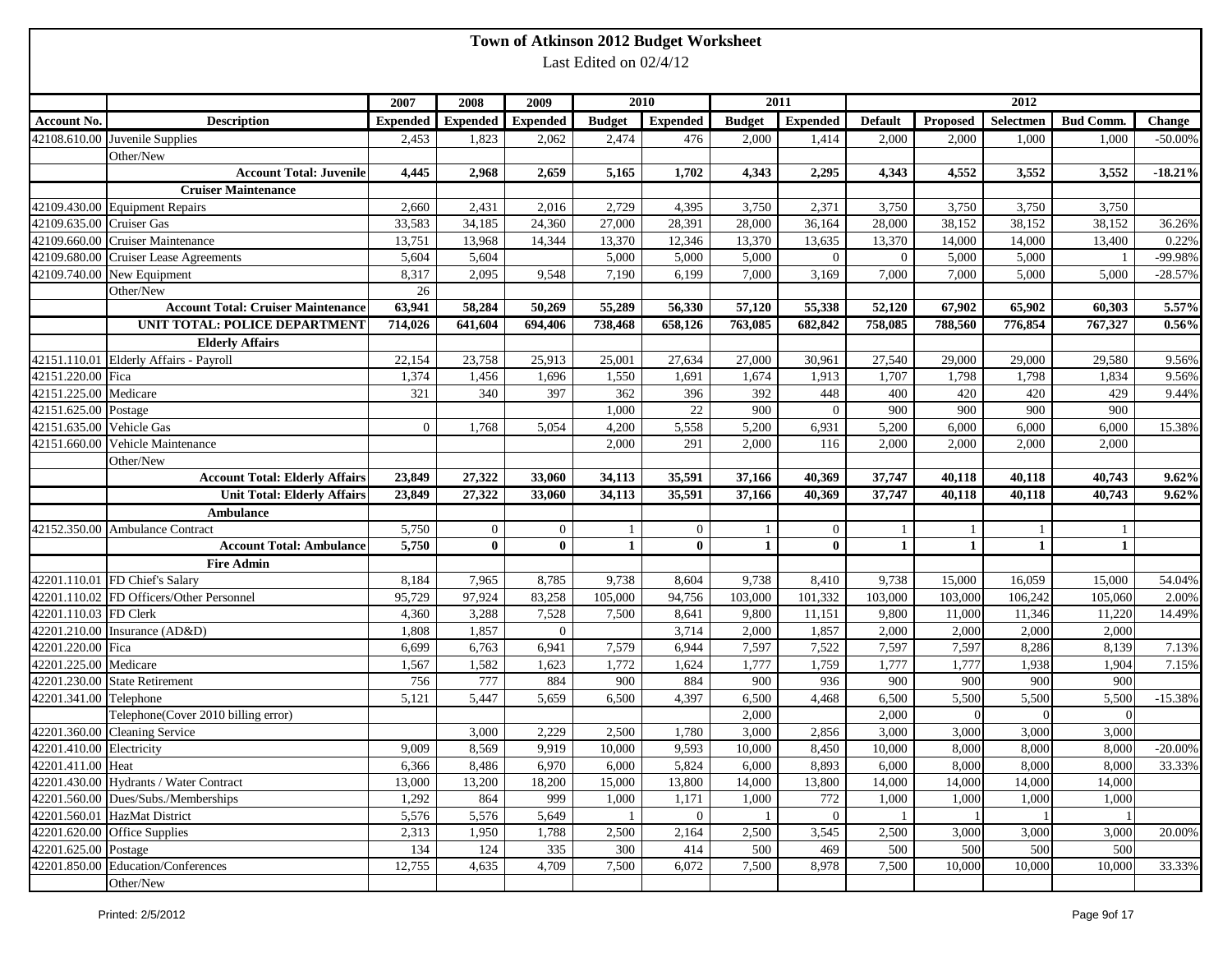# Town of Atkinson 2012 Budget Worksheet

Last Edited on 02/4/12

| Account No. | Description | 2007 Expended | 2008 Expended | 2009 Expended | 2010 Budget | 2010 Expended | 2011 Budget | 2011 Expended | 2012 Default | 2012 Proposed | 2012 Selectmen | 2012 Bud Comm. | Change |
|---|---|---|---|---|---|---|---|---|---|---|---|---|---|
| 42108.610.00 | Juvenile Supplies | 2,453 | 1,823 | 2,062 | 2,474 | 476 | 2,000 | 1,414 | 2,000 | 2,000 | 1,000 | 1,000 | -50.00% |
| | Other/New | | | | | | | | | | | | |
| | **Account Total: Juvenile** | **4,445** | **2,968** | **2,659** | **5,165** | **1,702** | **4,343** | **2,295** | **4,343** | **4,552** | **3,552** | **3,552** | **-18.21%** |
| | **Cruiser Maintenance** | | | | | | | | | | | | |
| 42109.430.00 | Equipment Repairs | 2,660 | 2,431 | 2,016 | 2,729 | 4,395 | 3,750 | 2,371 | 3,750 | 3,750 | 3,750 | 3,750 | |
| 42109.635.00 | Cruiser Gas | 33,583 | 34,185 | 24,360 | 27,000 | 28,391 | 28,000 | 36,164 | 28,000 | 38,152 | 38,152 | 38,152 | 36.26% |
| 42109.660.00 | Cruiser Maintenance | 13,751 | 13,968 | 14,344 | 13,370 | 12,346 | 13,370 | 13,635 | 13,370 | 14,000 | 14,000 | 13,400 | 0.22% |
| 42109.680.00 | Cruiser Lease Agreements | 5,604 | 5,604 | | 5,000 | 5,000 | 5,000 | 0 | 0 | 5,000 | 5,000 | 1 | -99.98% |
| 42109.740.00 | New Equipment | 8,317 | 2,095 | 9,548 | 7,190 | 6,199 | 7,000 | 3,169 | 7,000 | 7,000 | 5,000 | 5,000 | -28.57% |
| | Other/New | 26 | | | | | | | | | | | |
| | **Account Total: Cruiser Maintenance** | **63,941** | **58,284** | **50,269** | **55,289** | **56,330** | **57,120** | **55,338** | **52,120** | **67,902** | **65,902** | **60,303** | **5.57%** |
| | **UNIT TOTAL: POLICE DEPARTMENT** | **714,026** | **641,604** | **694,406** | **738,468** | **658,126** | **763,085** | **682,842** | **758,085** | **788,560** | **776,854** | **767,327** | **0.56%** |
| | **Elderly Affairs** | | | | | | | | | | | | |
| 42151.110.01 | Elderly Affairs - Payroll | 22,154 | 23,758 | 25,913 | 25,001 | 27,634 | 27,000 | 30,961 | 27,540 | 29,000 | 29,000 | 29,580 | 9.56% |
| 42151.220.00 | Fica | 1,374 | 1,456 | 1,696 | 1,550 | 1,691 | 1,674 | 1,913 | 1,707 | 1,798 | 1,798 | 1,834 | 9.56% |
| 42151.225.00 | Medicare | 321 | 340 | 397 | 362 | 396 | 392 | 448 | 400 | 420 | 420 | 429 | 9.44% |
| 42151.625.00 | Postage | | | | 1,000 | 22 | 900 | 0 | 900 | 900 | 900 | 900 | |
| 42151.635.00 | Vehicle Gas | 0 | 1,768 | 5,054 | 4,200 | 5,558 | 5,200 | 6,931 | 5,200 | 6,000 | 6,000 | 6,000 | 15.38% |
| 42151.660.00 | Vehicle Maintenance | | | | 2,000 | 291 | 2,000 | 116 | 2,000 | 2,000 | 2,000 | 2,000 | |
| | Other/New | | | | | | | | | | | | |
| | **Account Total: Elderly Affairs** | **23,849** | **27,322** | **33,060** | **34,113** | **35,591** | **37,166** | **40,369** | **37,747** | **40,118** | **40,118** | **40,743** | **9.62%** |
| | **Unit Total: Elderly Affairs** | **23,849** | **27,322** | **33,060** | **34,113** | **35,591** | **37,166** | **40,369** | **37,747** | **40,118** | **40,118** | **40,743** | **9.62%** |
| | **Ambulance** | | | | | | | | | | | | |
| 42152.350.00 | Ambulance Contract | 5,750 | 0 | 0 | 1 | 0 | 1 | 0 | 1 | 1 | 1 | 1 | |
| | **Account Total: Ambulance** | **5,750** | **0** | **0** | **1** | **0** | **1** | **0** | **1** | **1** | **1** | **1** | |
| | **Fire Admin** | | | | | | | | | | | | |
| 42201.110.01 | FD Chief's Salary | 8,184 | 7,965 | 8,785 | 9,738 | 8,604 | 9,738 | 8,410 | 9,738 | 15,000 | 16,059 | 15,000 | 54.04% |
| 42201.110.02 | FD Officers/Other Personnel | 95,729 | 97,924 | 83,258 | 105,000 | 94,756 | 103,000 | 101,332 | 103,000 | 103,000 | 106,242 | 105,060 | 2.00% |
| 42201.110.03 | FD Clerk | 4,360 | 3,288 | 7,528 | 7,500 | 8,641 | 9,800 | 11,151 | 9,800 | 11,000 | 11,346 | 11,220 | 14.49% |
| 42201.210.00 | Insurance (AD&D) | 1,808 | 1,857 | 0 | | 3,714 | 2,000 | 1,857 | 2,000 | 2,000 | 2,000 | 2,000 | |
| 42201.220.00 | Fica | 6,699 | 6,763 | 6,941 | 7,579 | 6,944 | 7,597 | 7,522 | 7,597 | 7,597 | 8,286 | 8,139 | 7.13% |
| 42201.225.00 | Medicare | 1,567 | 1,582 | 1,623 | 1,772 | 1,624 | 1,777 | 1,759 | 1,777 | 1,777 | 1,938 | 1,904 | 7.15% |
| 42201.230.00 | State Retirement | 756 | 777 | 884 | 900 | 884 | 900 | 936 | 900 | 900 | 900 | 900 | |
| 42201.341.00 | Telephone | 5,121 | 5,447 | 5,659 | 6,500 | 4,397 | 6,500 | 4,468 | 6,500 | 5,500 | 5,500 | 5,500 | -15.38% |
| | Telephone(Cover 2010 billing error) | | | | | | 2,000 | | 2,000 | 0 | 0 | 0 | |
| 42201.360.00 | Cleaning Service | | 3,000 | 2,229 | 2,500 | 1,780 | 3,000 | 2,856 | 3,000 | 3,000 | 3,000 | 3,000 | |
| 42201.410.00 | Electricity | 9,009 | 8,569 | 9,919 | 10,000 | 9,593 | 10,000 | 8,450 | 10,000 | 8,000 | 8,000 | 8,000 | -20.00% |
| 42201.411.00 | Heat | 6,366 | 8,486 | 6,970 | 6,000 | 5,824 | 6,000 | 8,893 | 6,000 | 8,000 | 8,000 | 8,000 | 33.33% |
| 42201.430.00 | Hydrants / Water Contract | 13,000 | 13,200 | 18,200 | 15,000 | 13,800 | 14,000 | 13,800 | 14,000 | 14,000 | 14,000 | 14,000 | |
| 42201.560.00 | Dues/Subs./Memberships | 1,292 | 864 | 999 | 1,000 | 1,171 | 1,000 | 772 | 1,000 | 1,000 | 1,000 | 1,000 | |
| 42201.560.01 | HazMat District | 5,576 | 5,576 | 5,649 | 1 | 0 | 1 | 0 | 1 | 1 | 1 | 1 | |
| 42201.620.00 | Office Supplies | 2,313 | 1,950 | 1,788 | 2,500 | 2,164 | 2,500 | 3,545 | 2,500 | 3,000 | 3,000 | 3,000 | 20.00% |
| 42201.625.00 | Postage | 134 | 124 | 335 | 300 | 414 | 500 | 469 | 500 | 500 | 500 | 500 | |
| 42201.850.00 | Education/Conferences | 12,755 | 4,635 | 4,709 | 7,500 | 6,072 | 7,500 | 8,978 | 7,500 | 10,000 | 10,000 | 10,000 | 33.33% |
| | Other/New | | | | | | | | | | | | |

Printed: 2/5/2012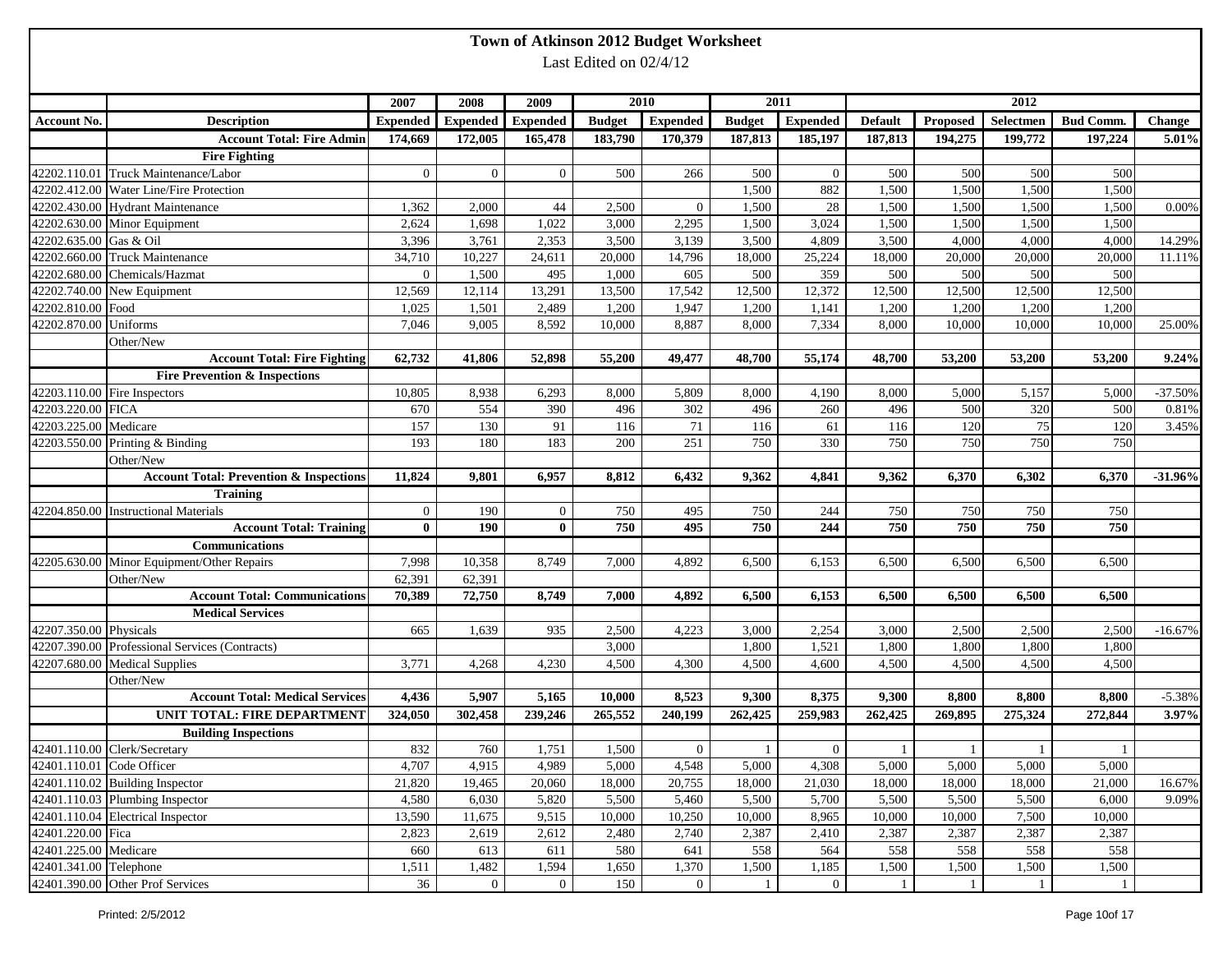# Town of Atkinson 2012 Budget Worksheet

Last Edited on 02/4/12

| | | 2007 | 2008 | 2009 | 2010 | | 2011 | | 2012 | | | | |
|---|---|---|---|---|---|---|---|---|---|---|---|---|---|
| **Account No.** | **Description** | **Expended** | **Expended** | **Expended** | **Budget** | **Expended** | **Budget** | **Expended** | **Default** | **Proposed** | **Selectmen** | **Bud Comm.** | **Change** |
| | **Account Total: Fire Admin** | **174,669** | **172,005** | **165,478** | **183,790** | **170,379** | **187,813** | **185,197** | **187,813** | **194,275** | **199,772** | **197,224** | **5.01%** |
| | **Fire Fighting** | | | | | | | | | | | | |
| 42202.110.01 | Truck Maintenance/Labor | 0 | 0 | 0 | 500 | 266 | 500 | 0 | 500 | 500 | 500 | 500 | |
| 42202.412.00 | Water Line/Fire Protection | | | | | | 1,500 | 882 | 1,500 | 1,500 | 1,500 | 1,500 | |
| 42202.430.00 | Hydrant Maintenance | 1,362 | 2,000 | 44 | 2,500 | 0 | 1,500 | 28 | 1,500 | 1,500 | 1,500 | 1,500 | 0.00% |
| 42202.630.00 | Minor Equipment | 2,624 | 1,698 | 1,022 | 3,000 | 2,295 | 1,500 | 3,024 | 1,500 | 1,500 | 1,500 | 1,500 | |
| 42202.635.00 | Gas & Oil | 3,396 | 3,761 | 2,353 | 3,500 | 3,139 | 3,500 | 4,809 | 3,500 | 4,000 | 4,000 | 4,000 | 14.29% |
| 42202.660.00 | Truck Maintenance | 34,710 | 10,227 | 24,611 | 20,000 | 14,796 | 18,000 | 25,224 | 18,000 | 20,000 | 20,000 | 20,000 | 11.11% |
| 42202.680.00 | Chemicals/Hazmat | 0 | 1,500 | 495 | 1,000 | 605 | 500 | 359 | 500 | 500 | 500 | 500 | |
| 42202.740.00 | New Equipment | 12,569 | 12,114 | 13,291 | 13,500 | 17,542 | 12,500 | 12,372 | 12,500 | 12,500 | 12,500 | 12,500 | |
| 42202.810.00 | Food | 1,025 | 1,501 | 2,489 | 1,200 | 1,947 | 1,200 | 1,141 | 1,200 | 1,200 | 1,200 | 1,200 | |
| 42202.870.00 | Uniforms | 7,046 | 9,005 | 8,592 | 10,000 | 8,887 | 8,000 | 7,334 | 8,000 | 10,000 | 10,000 | 10,000 | 25.00% |
| | Other/New | | | | | | | | | | | | |
| | **Account Total: Fire Fighting** | **62,732** | **41,806** | **52,898** | **55,200** | **49,477** | **48,700** | **55,174** | **48,700** | **53,200** | **53,200** | **53,200** | **9.24%** |
| | **Fire Prevention & Inspections** | | | | | | | | | | | | |
| 42203.110.00 | Fire Inspectors | 10,805 | 8,938 | 6,293 | 8,000 | 5,809 | 8,000 | 4,190 | 8,000 | 5,000 | 5,157 | 5,000 | -37.50% |
| 42203.220.00 | FICA | 670 | 554 | 390 | 496 | 302 | 496 | 260 | 496 | 500 | 320 | 500 | 0.81% |
| 42203.225.00 | Medicare | 157 | 130 | 91 | 116 | 71 | 116 | 61 | 116 | 120 | 75 | 120 | 3.45% |
| 42203.550.00 | Printing & Binding | 193 | 180 | 183 | 200 | 251 | 750 | 330 | 750 | 750 | 750 | 750 | |
| | Other/New | | | | | | | | | | | | |
| | **Account Total: Prevention & Inspections** | **11,824** | **9,801** | **6,957** | **8,812** | **6,432** | **9,362** | **4,841** | **9,362** | **6,370** | **6,302** | **6,370** | **-31.96%** |
| | **Training** | | | | | | | | | | | | |
| 42204.850.00 | Instructional Materials | 0 | 190 | 0 | 750 | 495 | 750 | 244 | 750 | 750 | 750 | 750 | |
| | **Account Total: Training** | **0** | **190** | **0** | **750** | **495** | **750** | **244** | **750** | **750** | **750** | **750** | |
| | **Communications** | | | | | | | | | | | | |
| 42205.630.00 | Minor Equipment/Other Repairs | 7,998 | 10,358 | 8,749 | 7,000 | 4,892 | 6,500 | 6,153 | 6,500 | 6,500 | 6,500 | 6,500 | |
| | Other/New | 62,391 | 62,391 | | | | | | | | | | |
| | **Account Total: Communications** | **70,389** | **72,750** | **8,749** | **7,000** | **4,892** | **6,500** | **6,153** | **6,500** | **6,500** | **6,500** | **6,500** | |
| | **Medical Services** | | | | | | | | | | | | |
| 42207.350.00 | Physicals | 665 | 1,639 | 935 | 2,500 | 4,223 | 3,000 | 2,254 | 3,000 | 2,500 | 2,500 | 2,500 | -16.67% |
| 42207.390.00 | Professional Services (Contracts) | | | | 3,000 | | 1,800 | 1,521 | 1,800 | 1,800 | 1,800 | 1,800 | |
| 42207.680.00 | Medical Supplies | 3,771 | 4,268 | 4,230 | 4,500 | 4,300 | 4,500 | 4,600 | 4,500 | 4,500 | 4,500 | 4,500 | |
| | Other/New | | | | | | | | | | | | |
| | **Account Total: Medical Services** | **4,436** | **5,907** | **5,165** | **10,000** | **8,523** | **9,300** | **8,375** | **9,300** | **8,800** | **8,800** | **8,800** | -5.38% |
| | **UNIT TOTAL: FIRE DEPARTMENT** | **324,050** | **302,458** | **239,246** | **265,552** | **240,199** | **262,425** | **259,983** | **262,425** | **269,895** | **275,324** | **272,844** | **3.97%** |
| | **Building Inspections** | | | | | | | | | | | | |
| 42401.110.00 | Clerk/Secretary | 832 | 760 | 1,751 | 1,500 | 0 | 1 | 0 | 1 | 1 | 1 | 1 | |
| 42401.110.01 | Code Officer | 4,707 | 4,915 | 4,989 | 5,000 | 4,548 | 5,000 | 4,308 | 5,000 | 5,000 | 5,000 | 5,000 | |
| 42401.110.02 | Building Inspector | 21,820 | 19,465 | 20,060 | 18,000 | 20,755 | 18,000 | 21,030 | 18,000 | 18,000 | 18,000 | 21,000 | 16.67% |
| 42401.110.03 | Plumbing Inspector | 4,580 | 6,030 | 5,820 | 5,500 | 5,460 | 5,500 | 5,700 | 5,500 | 5,500 | 5,500 | 6,000 | 9.09% |
| 42401.110.04 | Electrical Inspector | 13,590 | 11,675 | 9,515 | 10,000 | 10,250 | 10,000 | 8,965 | 10,000 | 10,000 | 7,500 | 10,000 | |
| 42401.220.00 | Fica | 2,823 | 2,619 | 2,612 | 2,480 | 2,740 | 2,387 | 2,410 | 2,387 | 2,387 | 2,387 | 2,387 | |
| 42401.225.00 | Medicare | 660 | 613 | 611 | 580 | 641 | 558 | 564 | 558 | 558 | 558 | 558 | |
| 42401.341.00 | Telephone | 1,511 | 1,482 | 1,594 | 1,650 | 1,370 | 1,500 | 1,185 | 1,500 | 1,500 | 1,500 | 1,500 | |
| 42401.390.00 | Other Prof Services | 36 | 0 | 0 | 150 | 0 | 1 | 0 | 1 | 1 | 1 | 1 | |

Printed: 2/5/2012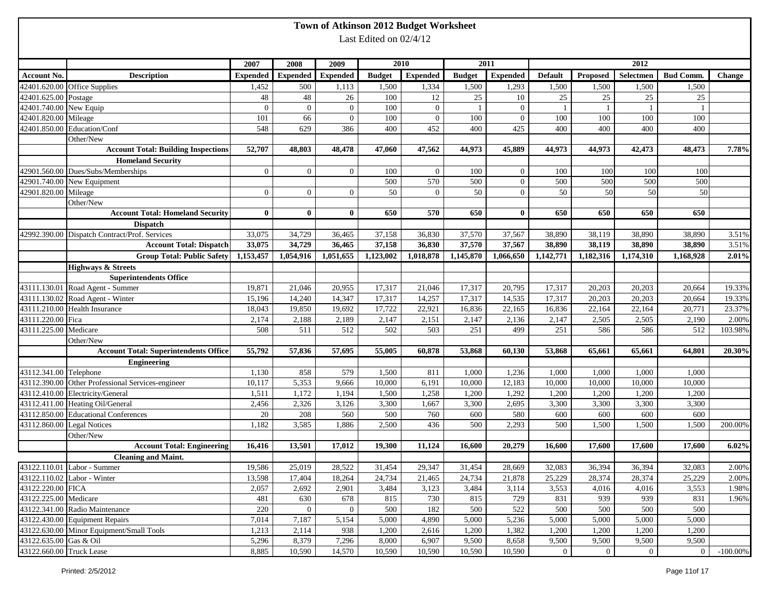# Town of Atkinson 2012 Budget Worksheet

Last Edited on 02/4/12

| | | 2007 | 2008 | 2009 | 2010 | | 2011 | | 2012 | | | | |
|---|---|---|---|---|---|---|---|---|---|---|---|---|---|
| Account No. | Description | Expended | Expended | Expended | Budget | Expended | Budget | Expended | Default | Proposed | Selectmen | Bud Comm. | Change |
| 42401.620.00 | Office Supplies | 1,452 | 500 | 1,113 | 1,500 | 1,334 | 1,500 | 1,293 | 1,500 | 1,500 | 1,500 | 1,500 | |
| 42401.625.00 | Postage | 48 | 48 | 26 | 100 | 12 | 25 | 10 | 25 | 25 | 25 | 25 | |
| 42401.740.00 | New Equip | 0 | 0 | 0 | 100 | 0 | 1 | 0 | 1 | 1 | 1 | 1 | |
| 42401.820.00 | Mileage | 101 | 66 | 0 | 100 | 0 | 100 | 0 | 100 | 100 | 100 | 100 | |
| 42401.850.00 | Education/Conf | 548 | 629 | 386 | 400 | 452 | 400 | 425 | 400 | 400 | 400 | 400 | |
| | Other/New | | | | | | | | | | | | |
| | **Account Total: Building Inspections** | **52,707** | **48,803** | **48,478** | **47,060** | **47,562** | **44,973** | **45,889** | **44,973** | **44,973** | **42,473** | **48,473** | **7.78%** |
| | **Homeland Security** | | | | | | | | | | | | |
| 42901.560.00 | Dues/Subs/Memberships | 0 | 0 | 0 | 100 | 0 | 100 | 0 | 100 | 100 | 100 | 100 | |
| 42901.740.00 | New Equipment | | | | 500 | 570 | 500 | 0 | 500 | 500 | 500 | 500 | |
| 42901.820.00 | Mileage | 0 | 0 | 0 | 50 | 0 | 50 | 0 | 50 | 50 | 50 | 50 | |
| | Other/New | | | | | | | | | | | | |
| | **Account Total: Homeland Security** | **0** | **0** | **0** | **650** | **570** | **650** | **0** | **650** | **650** | **650** | **650** | |
| | **Dispatch** | | | | | | | | | | | | |
| 42992.390.00 | Dispatch Contract/Prof. Services | 33,075 | 34,729 | 36,465 | 37,158 | 36,830 | 37,570 | 37,567 | 38,890 | 38,119 | 38,890 | 38,890 | 3.51% |
| | **Account Total: Dispatch** | **33,075** | **34,729** | **36,465** | **37,158** | **36,830** | **37,570** | **37,567** | **38,890** | **38,119** | **38,890** | **38,890** | 3.51% |
| | **Group Total: Public Safety** | **1,153,457** | **1,054,916** | **1,051,655** | **1,123,002** | **1,018,878** | **1,145,870** | **1,066,650** | **1,142,771** | **1,182,316** | **1,174,310** | **1,168,928** | **2.01%** |
| | **Highways & Streets** | | | | | | | | | | | | |
| | **Superintendents Office** | | | | | | | | | | | | |
| 43111.130.01 | Road Agent - Summer | 19,871 | 21,046 | 20,955 | 17,317 | 21,046 | 17,317 | 20,795 | 17,317 | 20,203 | 20,203 | 20,664 | 19.33% |
| 43111.130.02 | Road Agent - Winter | 15,196 | 14,240 | 14,347 | 17,317 | 14,257 | 17,317 | 14,535 | 17,317 | 20,203 | 20,203 | 20,664 | 19.33% |
| 43111.210.00 | Health Insurance | 18,043 | 19,850 | 19,692 | 17,722 | 22,921 | 16,836 | 22,165 | 16,836 | 22,164 | 22,164 | 20,771 | 23.37% |
| 43111.220.00 | Fica | 2,174 | 2,188 | 2,189 | 2,147 | 2,151 | 2,147 | 2,136 | 2,147 | 2,505 | 2,505 | 2,190 | 2.00% |
| 43111.225.00 | Medicare | 508 | 511 | 512 | 502 | 503 | 251 | 499 | 251 | 586 | 586 | 512 | 103.98% |
| | Other/New | | | | | | | | | | | | |
| | **Account Total: Superintendents Office** | **55,792** | **57,836** | **57,695** | **55,005** | **60,878** | **53,868** | **60,130** | **53,868** | **65,661** | **65,661** | **64,801** | **20.30%** |
| | **Engineering** | | | | | | | | | | | | |
| 43112.341.00 | Telephone | 1,130 | 858 | 579 | 1,500 | 811 | 1,000 | 1,236 | 1,000 | 1,000 | 1,000 | 1,000 | |
| 43112.390.00 | Other Professional Services-engineer | 10,117 | 5,353 | 9,666 | 10,000 | 6,191 | 10,000 | 12,183 | 10,000 | 10,000 | 10,000 | 10,000 | |
| 43112.410.00 | Electricity/General | 1,511 | 1,172 | 1,194 | 1,500 | 1,258 | 1,200 | 1,292 | 1,200 | 1,200 | 1,200 | 1,200 | |
| 43112.411.00 | Heating Oil/General | 2,456 | 2,326 | 3,126 | 3,300 | 1,667 | 3,300 | 2,695 | 3,300 | 3,300 | 3,300 | 3,300 | |
| 43112.850.00 | Educational Conferences | 20 | 208 | 560 | 500 | 760 | 600 | 580 | 600 | 600 | 600 | 600 | |
| 43112.860.00 | Legal Notices | 1,182 | 3,585 | 1,886 | 2,500 | 436 | 500 | 2,293 | 500 | 1,500 | 1,500 | 1,500 | 200.00% |
| | Other/New | | | | | | | | | | | | |
| | **Account Total: Engineering** | **16,416** | **13,501** | **17,012** | **19,300** | **11,124** | **16,600** | **20,279** | **16,600** | **17,600** | **17,600** | **17,600** | **6.02%** |
| | **Cleaning and Maint.** | | | | | | | | | | | | |
| 43122.110.01 | Labor - Summer | 19,586 | 25,019 | 28,522 | 31,454 | 29,347 | 31,454 | 28,669 | 32,083 | 36,394 | 36,394 | 32,083 | 2.00% |
| 43122.110.02 | Labor - Winter | 13,598 | 17,404 | 18,264 | 24,734 | 21,465 | 24,734 | 21,878 | 25,229 | 28,374 | 28,374 | 25,229 | 2.00% |
| 43122.220.00 | FICA | 2,057 | 2,692 | 2,901 | 3,484 | 3,123 | 3,484 | 3,114 | 3,553 | 4,016 | 4,016 | 3,553 | 1.98% |
| 43122.225.00 | Medicare | 481 | 630 | 678 | 815 | 730 | 815 | 729 | 831 | 939 | 939 | 831 | 1.96% |
| 43122.341.00 | Radio Maintenance | 220 | 0 | 0 | 500 | 182 | 500 | 522 | 500 | 500 | 500 | 500 | |
| 43122.430.00 | Equipment Repairs | 7,014 | 7,187 | 5,154 | 5,000 | 4,890 | 5,000 | 5,236 | 5,000 | 5,000 | 5,000 | 5,000 | |
| 43122.630.00 | Minor Equipment/Small Tools | 1,213 | 2,114 | 938 | 1,200 | 2,616 | 1,200 | 1,382 | 1,200 | 1,200 | 1,200 | 1,200 | |
| 43122.635.00 | Gas & Oil | 5,296 | 8,379 | 7,296 | 8,000 | 6,907 | 9,500 | 8,658 | 9,500 | 9,500 | 9,500 | 9,500 | |
| 43122.660.00 | Truck Lease | 8,885 | 10,590 | 14,570 | 10,590 | 10,590 | 10,590 | 10,590 | 0 | 0 | 0 | 0 | -100.00% |

Printed: 2/5/2012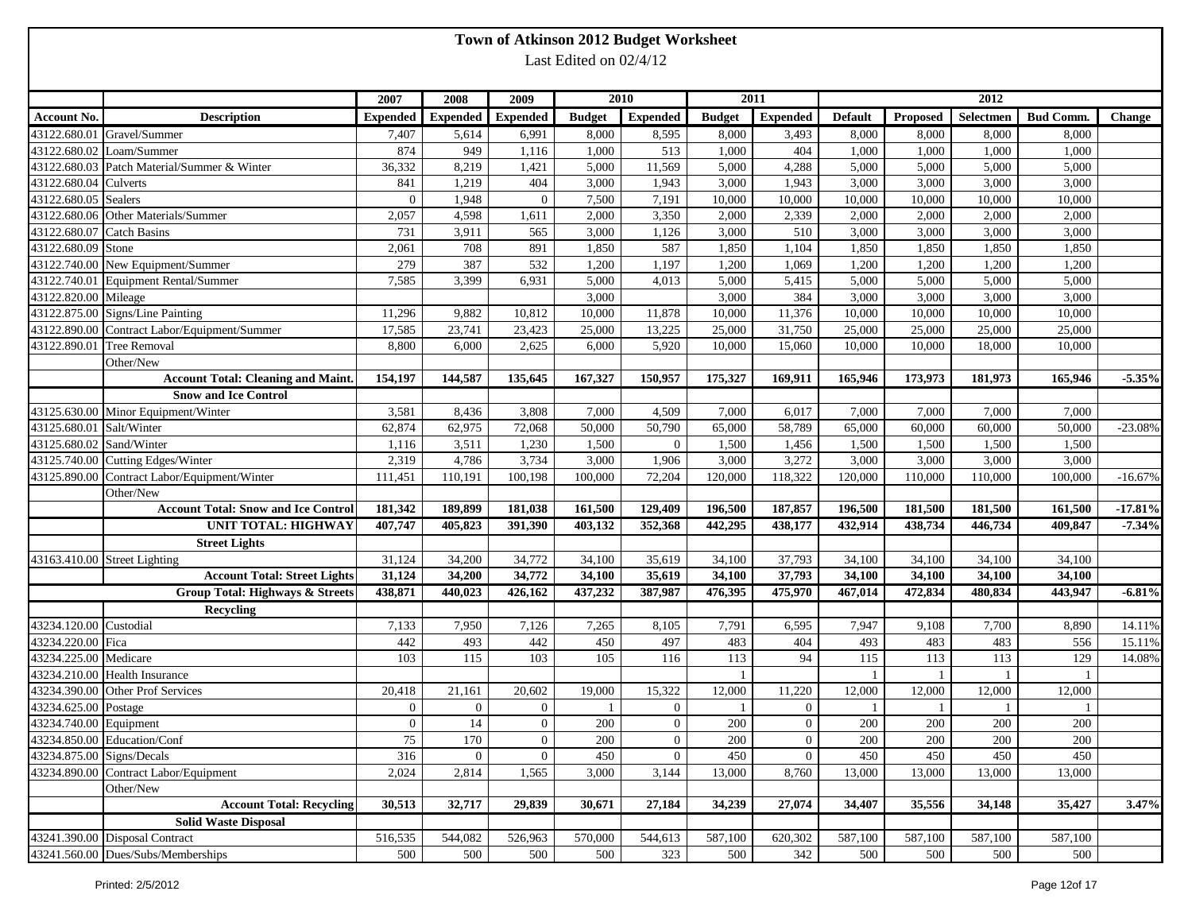# Town of Atkinson 2012 Budget Worksheet

Last Edited on 02/4/12

| | | 2007 | 2008 | 2009 | 2010 | | 2011 | | 2012 | | | | |
|---|---|---|---|---|---|---|---|---|---|---|---|---|---|
| Account No. | Description | Expended | Expended | Expended | Budget | Expended | Budget | Expended | Default | Proposed | Selectmen | Bud Comm. | Change |
| 43122.680.01 | Gravel/Summer | 7,407 | 5,614 | 6,991 | 8,000 | 8,595 | 8,000 | 3,493 | 8,000 | 8,000 | 8,000 | 8,000 | |
| 43122.680.02 | Loam/Summer | 874 | 949 | 1,116 | 1,000 | 513 | 1,000 | 404 | 1,000 | 1,000 | 1,000 | 1,000 | |
| 43122.680.03 | Patch Material/Summer & Winter | 36,332 | 8,219 | 1,421 | 5,000 | 11,569 | 5,000 | 4,288 | 5,000 | 5,000 | 5,000 | 5,000 | |
| 43122.680.04 | Culverts | 841 | 1,219 | 404 | 3,000 | 1,943 | 3,000 | 1,943 | 3,000 | 3,000 | 3,000 | 3,000 | |
| 43122.680.05 | Sealers | 0 | 1,948 | 0 | 7,500 | 7,191 | 10,000 | 10,000 | 10,000 | 10,000 | 10,000 | 10,000 | |
| 43122.680.06 | Other Materials/Summer | 2,057 | 4,598 | 1,611 | 2,000 | 3,350 | 2,000 | 2,339 | 2,000 | 2,000 | 2,000 | 2,000 | |
| 43122.680.07 | Catch Basins | 731 | 3,911 | 565 | 3,000 | 1,126 | 3,000 | 510 | 3,000 | 3,000 | 3,000 | 3,000 | |
| 43122.680.09 | Stone | 2,061 | 708 | 891 | 1,850 | 587 | 1,850 | 1,104 | 1,850 | 1,850 | 1,850 | 1,850 | |
| 43122.740.00 | New Equipment/Summer | 279 | 387 | 532 | 1,200 | 1,197 | 1,200 | 1,069 | 1,200 | 1,200 | 1,200 | 1,200 | |
| 43122.740.01 | Equipment Rental/Summer | 7,585 | 3,399 | 6,931 | 5,000 | 4,013 | 5,000 | 5,415 | 5,000 | 5,000 | 5,000 | 5,000 | |
| 43122.820.00 | Mileage | | | | 3,000 | | 3,000 | 384 | 3,000 | 3,000 | 3,000 | 3,000 | |
| 43122.875.00 | Signs/Line Painting | 11,296 | 9,882 | 10,812 | 10,000 | 11,878 | 10,000 | 11,376 | 10,000 | 10,000 | 10,000 | 10,000 | |
| 43122.890.00 | Contract Labor/Equipment/Summer | 17,585 | 23,741 | 23,423 | 25,000 | 13,225 | 25,000 | 31,750 | 25,000 | 25,000 | 25,000 | 25,000 | |
| 43122.890.01 | Tree Removal | 8,800 | 6,000 | 2,625 | 6,000 | 5,920 | 10,000 | 15,060 | 10,000 | 10,000 | 18,000 | 10,000 | |
| | Other/New | | | | | | | | | | | | |
| | **Account Total: Cleaning and Maint.** | **154,197** | **144,587** | **135,645** | **167,327** | **150,957** | **175,327** | **169,911** | **165,946** | **173,973** | **181,973** | **165,946** | **-5.35%** |
| | **Snow and Ice Control** | | | | | | | | | | | | |
| 43125.630.00 | Minor Equipment/Winter | 3,581 | 8,436 | 3,808 | 7,000 | 4,509 | 7,000 | 6,017 | 7,000 | 7,000 | 7,000 | 7,000 | |
| 43125.680.01 | Salt/Winter | 62,874 | 62,975 | 72,068 | 50,000 | 50,790 | 65,000 | 58,789 | 65,000 | 60,000 | 60,000 | 50,000 | -23.08% |
| 43125.680.02 | Sand/Winter | 1,116 | 3,511 | 1,230 | 1,500 | 0 | 1,500 | 1,456 | 1,500 | 1,500 | 1,500 | 1,500 | |
| 43125.740.00 | Cutting Edges/Winter | 2,319 | 4,786 | 3,734 | 3,000 | 1,906 | 3,000 | 3,272 | 3,000 | 3,000 | 3,000 | 3,000 | |
| 43125.890.00 | Contract Labor/Equipment/Winter | 111,451 | 110,191 | 100,198 | 100,000 | 72,204 | 120,000 | 118,322 | 120,000 | 110,000 | 110,000 | 100,000 | -16.67% |
| | Other/New | | | | | | | | | | | | |
| | **Account Total: Snow and Ice Control** | **181,342** | **189,899** | **181,038** | **161,500** | **129,409** | **196,500** | **187,857** | **196,500** | **181,500** | **181,500** | **161,500** | **-17.81%** |
| | **UNIT TOTAL: HIGHWAY** | **407,747** | **405,823** | **391,390** | **403,132** | **352,368** | **442,295** | **438,177** | **432,914** | **438,734** | **446,734** | **409,847** | **-7.34%** |
| | **Street Lights** | | | | | | | | | | | | |
| 43163.410.00 | Street Lighting | 31,124 | 34,200 | 34,772 | 34,100 | 35,619 | 34,100 | 37,793 | 34,100 | 34,100 | 34,100 | 34,100 | |
| | **Account Total: Street Lights** | **31,124** | **34,200** | **34,772** | **34,100** | **35,619** | **34,100** | **37,793** | **34,100** | **34,100** | **34,100** | **34,100** | |
| | **Group Total: Highways & Streets** | **438,871** | **440,023** | **426,162** | **437,232** | **387,987** | **476,395** | **475,970** | **467,014** | **472,834** | **480,834** | **443,947** | **-6.81%** |
| | **Recycling** | | | | | | | | | | | | |
| 43234.120.00 | Custodial | 7,133 | 7,950 | 7,126 | 7,265 | 8,105 | 7,791 | 6,595 | 7,947 | 9,108 | 7,700 | 8,890 | 14.11% |
| 43234.220.00 | Fica | 442 | 493 | 442 | 450 | 497 | 483 | 404 | 493 | 483 | 483 | 556 | 15.11% |
| 43234.225.00 | Medicare | 103 | 115 | 103 | 105 | 116 | 113 | 94 | 115 | 113 | 113 | 129 | 14.08% |
| 43234.210.00 | Health Insurance | | | | | | 1 | | 1 | 1 | 1 | 1 | |
| 43234.390.00 | Other Prof Services | 20,418 | 21,161 | 20,602 | 19,000 | 15,322 | 12,000 | 11,220 | 12,000 | 12,000 | 12,000 | 12,000 | |
| 43234.625.00 | Postage | 0 | 0 | 0 | 1 | 0 | 1 | 0 | 1 | 1 | 1 | 1 | |
| 43234.740.00 | Equipment | 0 | 14 | 0 | 200 | 0 | 200 | 0 | 200 | 200 | 200 | 200 | |
| 43234.850.00 | Education/Conf | 75 | 170 | 0 | 200 | 0 | 200 | 0 | 200 | 200 | 200 | 200 | |
| 43234.875.00 | Signs/Decals | 316 | 0 | 0 | 450 | 0 | 450 | 0 | 450 | 450 | 450 | 450 | |
| 43234.890.00 | Contract Labor/Equipment | 2,024 | 2,814 | 1,565 | 3,000 | 3,144 | 13,000 | 8,760 | 13,000 | 13,000 | 13,000 | 13,000 | |
| | Other/New | | | | | | | | | | | | |
| | **Account Total: Recycling** | **30,513** | **32,717** | **29,839** | **30,671** | **27,184** | **34,239** | **27,074** | **34,407** | **35,556** | **34,148** | **35,427** | **3.47%** |
| | **Solid Waste Disposal** | | | | | | | | | | | | |
| 43241.390.00 | Disposal Contract | 516,535 | 544,082 | 526,963 | 570,000 | 544,613 | 587,100 | 620,302 | 587,100 | 587,100 | 587,100 | 587,100 | |
| 43241.560.00 | Dues/Subs/Memberships | 500 | 500 | 500 | 500 | 323 | 500 | 342 | 500 | 500 | 500 | 500 | |

Printed: 2/5/2012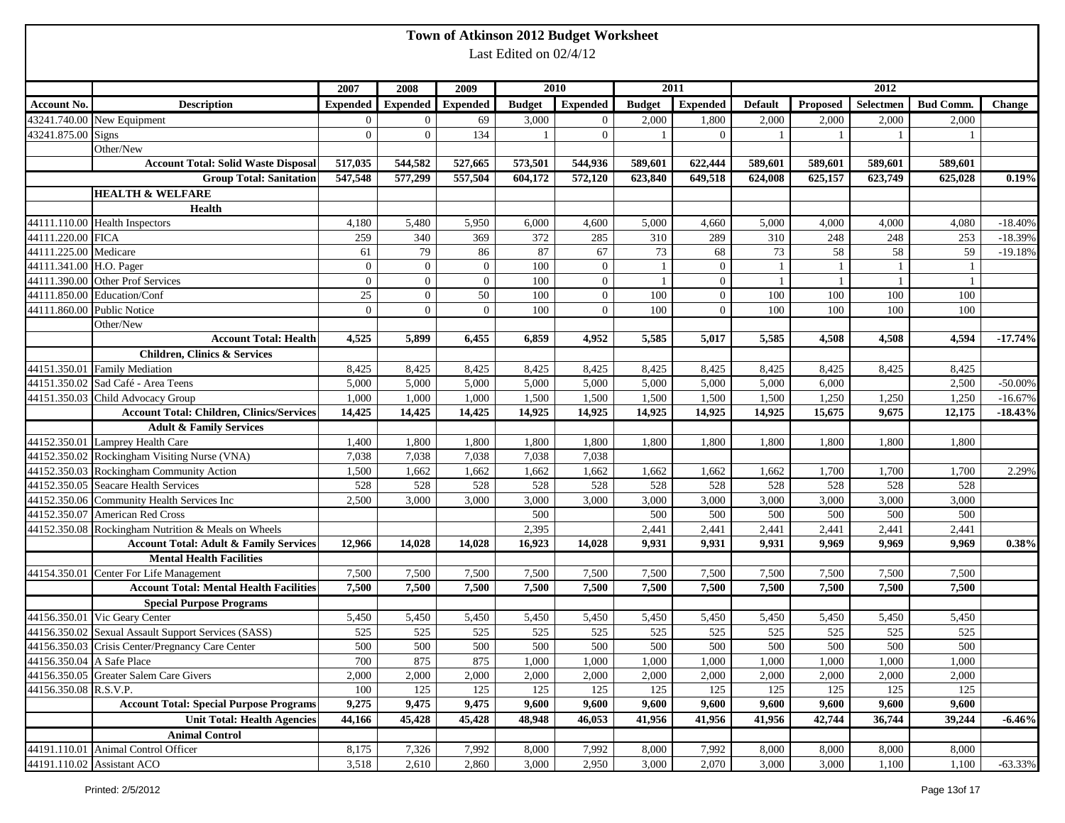# Town of Atkinson 2012 Budget Worksheet

Last Edited on 02/4/12

| | | 2007 | 2008 | 2009 | 2010 | | 2011 | | 2012 | | | | |
|---|---|---|---|---|---|---|---|---|---|---|---|---|---|
| **Account No.** | **Description** | **Expended** | **Expended** | **Expended** | **Budget** | **Expended** | **Budget** | **Expended** | **Default** | **Proposed** | **Selectmen** | **Bud Comm.** | **Change** |
| 43241.740.00 | New Equipment | 0 | 0 | 69 | 3,000 | 0 | 2,000 | 1,800 | 2,000 | 2,000 | 2,000 | 2,000 | |
| 43241.875.00 | Signs | 0 | 0 | 134 | 1 | 0 | 1 | 0 | 1 | 1 | 1 | 1 | |
| | Other/New | | | | | | | | | | | | |
| | **Account Total: Solid Waste Disposal** | **517,035** | **544,582** | **527,665** | **573,501** | **544,936** | **589,601** | **622,444** | **589,601** | **589,601** | **589,601** | **589,601** | |
| | **Group Total: Sanitation** | **547,548** | **577,299** | **557,504** | **604,172** | **572,120** | **623,840** | **649,518** | **624,008** | **625,157** | **623,749** | **625,028** | **0.19%** |
| | **HEALTH & WELFARE** | | | | | | | | | | | | |
| | **Health** | | | | | | | | | | | | |
| 44111.110.00 | Health Inspectors | 4,180 | 5,480 | 5,950 | 6,000 | 4,600 | 5,000 | 4,660 | 5,000 | 4,000 | 4,000 | 4,080 | -18.40% |
| 44111.220.00 | FICA | 259 | 340 | 369 | 372 | 285 | 310 | 289 | 310 | 248 | 248 | 253 | -18.39% |
| 44111.225.00 | Medicare | 61 | 79 | 86 | 87 | 67 | 73 | 68 | 73 | 58 | 58 | 59 | -19.18% |
| 44111.341.00 | H.O. Pager | 0 | 0 | 0 | 100 | 0 | 1 | 0 | 1 | 1 | 1 | 1 | |
| 44111.390.00 | Other Prof Services | 0 | 0 | 0 | 100 | 0 | 1 | 0 | 1 | 1 | 1 | 1 | |
| 44111.850.00 | Education/Conf | 25 | 0 | 50 | 100 | 0 | 100 | 0 | 100 | 100 | 100 | 100 | |
| 44111.860.00 | Public Notice | 0 | 0 | 0 | 100 | 0 | 100 | 0 | 100 | 100 | 100 | 100 | |
| | Other/New | | | | | | | | | | | | |
| | **Account Total: Health** | **4,525** | **5,899** | **6,455** | **6,859** | **4,952** | **5,585** | **5,017** | **5,585** | **4,508** | **4,508** | **4,594** | **-17.74%** |
| | **Children, Clinics & Services** | | | | | | | | | | | | |
| 44151.350.01 | Family Mediation | 8,425 | 8,425 | 8,425 | 8,425 | 8,425 | 8,425 | 8,425 | 8,425 | 8,425 | 8,425 | 8,425 | |
| 44151.350.02 | Sad Café - Area Teens | 5,000 | 5,000 | 5,000 | 5,000 | 5,000 | 5,000 | 5,000 | 5,000 | 6,000 | | 2,500 | -50.00% |
| 44151.350.03 | Child Advocacy Group | 1,000 | 1,000 | 1,000 | 1,500 | 1,500 | 1,500 | 1,500 | 1,500 | 1,250 | 1,250 | 1,250 | -16.67% |
| | **Account Total: Children, Clinics/Services** | **14,425** | **14,425** | **14,425** | **14,925** | **14,925** | **14,925** | **14,925** | **14,925** | **15,675** | **9,675** | **12,175** | **-18.43%** |
| | **Adult & Family Services** | | | | | | | | | | | | |
| 44152.350.01 | Lamprey Health Care | 1,400 | 1,800 | 1,800 | 1,800 | 1,800 | 1,800 | 1,800 | 1,800 | 1,800 | 1,800 | 1,800 | |
| 44152.350.02 | Rockingham Visiting Nurse (VNA) | 7,038 | 7,038 | 7,038 | 7,038 | 7,038 | | | | | | | |
| 44152.350.03 | Rockingham Community Action | 1,500 | 1,662 | 1,662 | 1,662 | 1,662 | 1,662 | 1,662 | 1,662 | 1,700 | 1,700 | 1,700 | 2.29% |
| 44152.350.05 | Seacare Health Services | 528 | 528 | 528 | 528 | 528 | 528 | 528 | 528 | 528 | 528 | 528 | |
| 44152.350.06 | Community Health Services Inc | 2,500 | 3,000 | 3,000 | 3,000 | 3,000 | 3,000 | 3,000 | 3,000 | 3,000 | 3,000 | 3,000 | |
| 44152.350.07 | American Red Cross | | | | 500 | | 500 | 500 | 500 | 500 | 500 | 500 | |
| 44152.350.08 | Rockingham Nutrition & Meals on Wheels | | | | 2,395 | | 2,441 | 2,441 | 2,441 | 2,441 | 2,441 | 2,441 | |
| | **Account Total: Adult & Family Services** | **12,966** | **14,028** | **14,028** | **16,923** | **14,028** | **9,931** | **9,931** | **9,931** | **9,969** | **9,969** | **9,969** | **0.38%** |
| | **Mental Health Facilities** | | | | | | | | | | | | |
| 44154.350.01 | Center For Life Management | 7,500 | 7,500 | 7,500 | 7,500 | 7,500 | 7,500 | 7,500 | 7,500 | 7,500 | 7,500 | 7,500 | |
| | **Account Total: Mental Health Facilities** | **7,500** | **7,500** | **7,500** | **7,500** | **7,500** | **7,500** | **7,500** | **7,500** | **7,500** | **7,500** | **7,500** | |
| | **Special Purpose Programs** | | | | | | | | | | | | |
| 44156.350.01 | Vic Geary Center | 5,450 | 5,450 | 5,450 | 5,450 | 5,450 | 5,450 | 5,450 | 5,450 | 5,450 | 5,450 | 5,450 | |
| 44156.350.02 | Sexual Assault Support Services (SASS) | 525 | 525 | 525 | 525 | 525 | 525 | 525 | 525 | 525 | 525 | 525 | |
| 44156.350.03 | Crisis Center/Pregnancy Care Center | 500 | 500 | 500 | 500 | 500 | 500 | 500 | 500 | 500 | 500 | 500 | |
| 44156.350.04 | A Safe Place | 700 | 875 | 875 | 1,000 | 1,000 | 1,000 | 1,000 | 1,000 | 1,000 | 1,000 | 1,000 | |
| 44156.350.05 | Greater Salem Care Givers | 2,000 | 2,000 | 2,000 | 2,000 | 2,000 | 2,000 | 2,000 | 2,000 | 2,000 | 2,000 | 2,000 | |
| 44156.350.08 | R.S.V.P. | 100 | 125 | 125 | 125 | 125 | 125 | 125 | 125 | 125 | 125 | 125 | |
| | **Account Total: Special Purpose Programs** | **9,275** | **9,475** | **9,475** | **9,600** | **9,600** | **9,600** | **9,600** | **9,600** | **9,600** | **9,600** | **9,600** | |
| | **Unit Total: Health Agencies** | **44,166** | **45,428** | **45,428** | **48,948** | **46,053** | **41,956** | **41,956** | **41,956** | **42,744** | **36,744** | **39,244** | **-6.46%** |
| | **Animal Control** | | | | | | | | | | | | |
| 44191.110.01 | Animal Control Officer | 8,175 | 7,326 | 7,992 | 8,000 | 7,992 | 8,000 | 7,992 | 8,000 | 8,000 | 8,000 | 8,000 | |
| 44191.110.02 | Assistant ACO | 3,518 | 2,610 | 2,860 | 3,000 | 2,950 | 3,000 | 2,070 | 3,000 | 3,000 | 1,100 | 1,100 | -63.33% |

Printed: 2/5/2012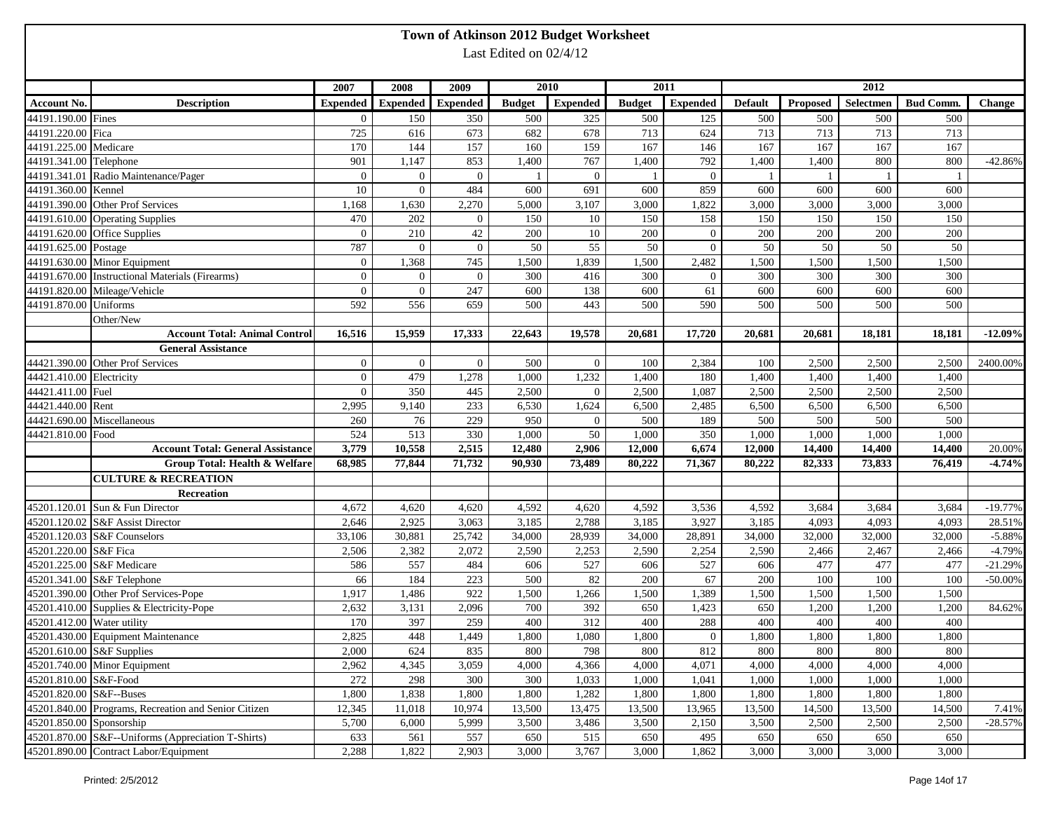# Town of Atkinson 2012 Budget Worksheet

Last Edited on 02/4/12

| | | 2007 | 2008 | 2009 | 2010 | | 2011 | | 2012 | | | | |
|---|---|---|---|---|---|---|---|---|---|---|---|---|---|
| **Account No.** | **Description** | **Expended** | **Expended** | **Expended** | **Budget** | **Expended** | **Budget** | **Expended** | **Default** | **Proposed** | **Selectmen** | **Bud Comm.** | **Change** |
| 44191.190.00 | Fines | 0 | 150 | 350 | 500 | 325 | 500 | 125 | 500 | 500 | 500 | 500 | |
| 44191.220.00 | Fica | 725 | 616 | 673 | 682 | 678 | 713 | 624 | 713 | 713 | 713 | 713 | |
| 44191.225.00 | Medicare | 170 | 144 | 157 | 160 | 159 | 167 | 146 | 167 | 167 | 167 | 167 | |
| 44191.341.00 | Telephone | 901 | 1,147 | 853 | 1,400 | 767 | 1,400 | 792 | 1,400 | 1,400 | 800 | 800 | -42.86% |
| 44191.341.01 | Radio Maintenance/Pager | 0 | 0 | 0 | 1 | 0 | 1 | 0 | 1 | 1 | 1 | 1 | |
| 44191.360.00 | Kennel | 10 | 0 | 484 | 600 | 691 | 600 | 859 | 600 | 600 | 600 | 600 | |
| 44191.390.00 | Other Prof Services | 1,168 | 1,630 | 2,270 | 5,000 | 3,107 | 3,000 | 1,822 | 3,000 | 3,000 | 3,000 | 3,000 | |
| 44191.610.00 | Operating Supplies | 470 | 202 | 0 | 150 | 10 | 150 | 158 | 150 | 150 | 150 | 150 | |
| 44191.620.00 | Office Supplies | 0 | 210 | 42 | 200 | 10 | 200 | 0 | 200 | 200 | 200 | 200 | |
| 44191.625.00 | Postage | 787 | 0 | 0 | 50 | 55 | 50 | 0 | 50 | 50 | 50 | 50 | |
| 44191.630.00 | Minor Equipment | 0 | 1,368 | 745 | 1,500 | 1,839 | 1,500 | 2,482 | 1,500 | 1,500 | 1,500 | 1,500 | |
| 44191.670.00 | Instructional Materials (Firearms) | 0 | 0 | 0 | 300 | 416 | 300 | 0 | 300 | 300 | 300 | 300 | |
| 44191.820.00 | Mileage/Vehicle | 0 | 0 | 247 | 600 | 138 | 600 | 61 | 600 | 600 | 600 | 600 | |
| 44191.870.00 | Uniforms | 592 | 556 | 659 | 500 | 443 | 500 | 590 | 500 | 500 | 500 | 500 | |
| | Other/New | | | | | | | | | | | | |
| | **Account Total: Animal Control** | **16,516** | **15,959** | **17,333** | **22,643** | **19,578** | **20,681** | **17,720** | **20,681** | **20,681** | **18,181** | **18,181** | **-12.09%** |
| | **General Assistance** | | | | | | | | | | | | |
| 44421.390.00 | Other Prof Services | 0 | 0 | 0 | 500 | 0 | 100 | 2,384 | 100 | 2,500 | 2,500 | 2,500 | 2400.00% |
| 44421.410.00 | Electricity | 0 | 479 | 1,278 | 1,000 | 1,232 | 1,400 | 180 | 1,400 | 1,400 | 1,400 | 1,400 | |
| 44421.411.00 | Fuel | 0 | 350 | 445 | 2,500 | 0 | 2,500 | 1,087 | 2,500 | 2,500 | 2,500 | 2,500 | |
| 44421.440.00 | Rent | 2,995 | 9,140 | 233 | 6,530 | 1,624 | 6,500 | 2,485 | 6,500 | 6,500 | 6,500 | 6,500 | |
| 44421.690.00 | Miscellaneous | 260 | 76 | 229 | 950 | 0 | 500 | 189 | 500 | 500 | 500 | 500 | |
| 44421.810.00 | Food | 524 | 513 | 330 | 1,000 | 50 | 1,000 | 350 | 1,000 | 1,000 | 1,000 | 1,000 | |
| | **Account Total: General Assistance** | **3,779** | **10,558** | **2,515** | **12,480** | **2,906** | **12,000** | **6,674** | **12,000** | **14,400** | **14,400** | **14,400** | 20.00% |
| | **Group Total: Health & Welfare** | **68,985** | **77,844** | **71,732** | **90,930** | **73,489** | **80,222** | **71,367** | **80,222** | **82,333** | **73,833** | **76,419** | **-4.74%** |
| | **CULTURE & RECREATION** | | | | | | | | | | | | |
| | **Recreation** | | | | | | | | | | | | |
| 45201.120.01 | Sun & Fun Director | 4,672 | 4,620 | 4,620 | 4,592 | 4,620 | 4,592 | 3,536 | 4,592 | 3,684 | 3,684 | 3,684 | -19.77% |
| 45201.120.02 | S&F Assist Director | 2,646 | 2,925 | 3,063 | 3,185 | 2,788 | 3,185 | 3,927 | 3,185 | 4,093 | 4,093 | 4,093 | 28.51% |
| 45201.120.03 | S&F Counselors | 33,106 | 30,881 | 25,742 | 34,000 | 28,939 | 34,000 | 28,891 | 34,000 | 32,000 | 32,000 | 32,000 | -5.88% |
| 45201.220.00 | S&F Fica | 2,506 | 2,382 | 2,072 | 2,590 | 2,253 | 2,590 | 2,254 | 2,590 | 2,466 | 2,467 | 2,466 | -4.79% |
| 45201.225.00 | S&F Medicare | 586 | 557 | 484 | 606 | 527 | 606 | 527 | 606 | 477 | 477 | 477 | -21.29% |
| 45201.341.00 | S&F Telephone | 66 | 184 | 223 | 500 | 82 | 200 | 67 | 200 | 100 | 100 | 100 | -50.00% |
| 45201.390.00 | Other Prof Services-Pope | 1,917 | 1,486 | 922 | 1,500 | 1,266 | 1,500 | 1,389 | 1,500 | 1,500 | 1,500 | 1,500 | |
| 45201.410.00 | Supplies & Electricity-Pope | 2,632 | 3,131 | 2,096 | 700 | 392 | 650 | 1,423 | 650 | 1,200 | 1,200 | 1,200 | 84.62% |
| 45201.412.00 | Water utility | 170 | 397 | 259 | 400 | 312 | 400 | 288 | 400 | 400 | 400 | 400 | |
| 45201.430.00 | Equipment Maintenance | 2,825 | 448 | 1,449 | 1,800 | 1,080 | 1,800 | 0 | 1,800 | 1,800 | 1,800 | 1,800 | |
| 45201.610.00 | S&F Supplies | 2,000 | 624 | 835 | 800 | 798 | 800 | 812 | 800 | 800 | 800 | 800 | |
| 45201.740.00 | Minor Equipment | 2,962 | 4,345 | 3,059 | 4,000 | 4,366 | 4,000 | 4,071 | 4,000 | 4,000 | 4,000 | 4,000 | |
| 45201.810.00 | S&F-Food | 272 | 298 | 300 | 300 | 1,033 | 1,000 | 1,041 | 1,000 | 1,000 | 1,000 | 1,000 | |
| 45201.820.00 | S&F--Buses | 1,800 | 1,838 | 1,800 | 1,800 | 1,282 | 1,800 | 1,800 | 1,800 | 1,800 | 1,800 | 1,800 | |
| 45201.840.00 | Programs, Recreation and Senior Citizen | 12,345 | 11,018 | 10,974 | 13,500 | 13,475 | 13,500 | 13,965 | 13,500 | 14,500 | 13,500 | 14,500 | 7.41% |
| 45201.850.00 | Sponsorship | 5,700 | 6,000 | 5,999 | 3,500 | 3,486 | 3,500 | 2,150 | 3,500 | 2,500 | 2,500 | 2,500 | -28.57% |
| 45201.870.00 | S&F--Uniforms (Appreciation T-Shirts) | 633 | 561 | 557 | 650 | 515 | 650 | 495 | 650 | 650 | 650 | 650 | |
| 45201.890.00 | Contract Labor/Equipment | 2,288 | 1,822 | 2,903 | 3,000 | 3,767 | 3,000 | 1,862 | 3,000 | 3,000 | 3,000 | 3,000 | |

Printed: 2/5/2012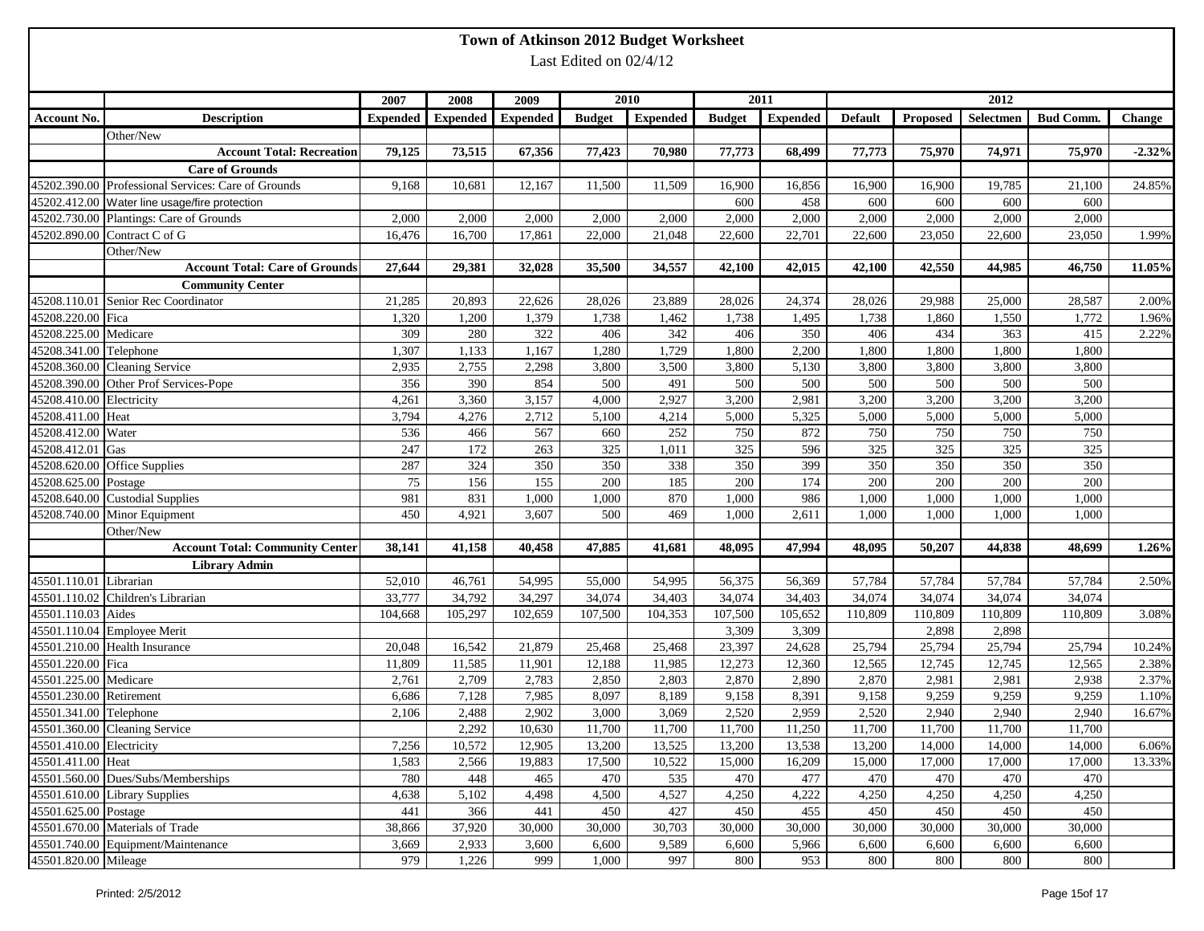# Town of Atkinson 2012 Budget Worksheet

Last Edited on 02/4/12

| | | 2007 | 2008 | 2009 | 2010 | | 2011 | | 2012 | | | | |
|---|---|---|---|---|---|---|---|---|---|---|---|---|---|
| **Account No.** | **Description** | **Expended** | **Expended** | **Expended** | **Budget** | **Expended** | **Budget** | **Expended** | **Default** | **Proposed** | **Selectmen** | **Bud Comm.** | **Change** |
| | Other/New | | | | | | | | | | | | |
| | **Account Total: Recreation** | **79,125** | **73,515** | **67,356** | **77,423** | **70,980** | **77,773** | **68,499** | **77,773** | **75,970** | **74,971** | **75,970** | **-2.32%** |
| | **Care of Grounds** | | | | | | | | | | | | |
| 45202.390.00 | Professional Services: Care of Grounds | 9,168 | 10,681 | 12,167 | 11,500 | 11,509 | 16,900 | 16,856 | 16,900 | 16,900 | 19,785 | 21,100 | 24.85% |
| 45202.412.00 | Water line usage/fire protection | | | | | | 600 | 458 | 600 | 600 | 600 | 600 | |
| 45202.730.00 | Plantings: Care of Grounds | 2,000 | 2,000 | 2,000 | 2,000 | 2,000 | 2,000 | 2,000 | 2,000 | 2,000 | 2,000 | 2,000 | |
| 45202.890.00 | Contract C of G | 16,476 | 16,700 | 17,861 | 22,000 | 21,048 | 22,600 | 22,701 | 22,600 | 23,050 | 22,600 | 23,050 | 1.99% |
| | Other/New | | | | | | | | | | | | |
| | **Account Total: Care of Grounds** | **27,644** | **29,381** | **32,028** | **35,500** | **34,557** | **42,100** | **42,015** | **42,100** | **42,550** | **44,985** | **46,750** | **11.05%** |
| | **Community Center** | | | | | | | | | | | | |
| 45208.110.01 | Senior Rec Coordinator | 21,285 | 20,893 | 22,626 | 28,026 | 23,889 | 28,026 | 24,374 | 28,026 | 29,988 | 25,000 | 28,587 | 2.00% |
| 45208.220.00 | Fica | 1,320 | 1,200 | 1,379 | 1,738 | 1,462 | 1,738 | 1,495 | 1,738 | 1,860 | 1,550 | 1,772 | 1.96% |
| 45208.225.00 | Medicare | 309 | 280 | 322 | 406 | 342 | 406 | 350 | 406 | 434 | 363 | 415 | 2.22% |
| 45208.341.00 | Telephone | 1,307 | 1,133 | 1,167 | 1,280 | 1,729 | 1,800 | 2,200 | 1,800 | 1,800 | 1,800 | 1,800 | |
| 45208.360.00 | Cleaning Service | 2,935 | 2,755 | 2,298 | 3,800 | 3,500 | 3,800 | 5,130 | 3,800 | 3,800 | 3,800 | 3,800 | |
| 45208.390.00 | Other Prof Services-Pope | 356 | 390 | 854 | 500 | 491 | 500 | 500 | 500 | 500 | 500 | 500 | |
| 45208.410.00 | Electricity | 4,261 | 3,360 | 3,157 | 4,000 | 2,927 | 3,200 | 2,981 | 3,200 | 3,200 | 3,200 | 3,200 | |
| 45208.411.00 | Heat | 3,794 | 4,276 | 2,712 | 5,100 | 4,214 | 5,000 | 5,325 | 5,000 | 5,000 | 5,000 | 5,000 | |
| 45208.412.00 | Water | 536 | 466 | 567 | 660 | 252 | 750 | 872 | 750 | 750 | 750 | 750 | |
| 45208.412.01 | Gas | 247 | 172 | 263 | 325 | 1,011 | 325 | 596 | 325 | 325 | 325 | 325 | |
| 45208.620.00 | Office Supplies | 287 | 324 | 350 | 350 | 338 | 350 | 399 | 350 | 350 | 350 | 350 | |
| 45208.625.00 | Postage | 75 | 156 | 155 | 200 | 185 | 200 | 174 | 200 | 200 | 200 | 200 | |
| 45208.640.00 | Custodial Supplies | 981 | 831 | 1,000 | 1,000 | 870 | 1,000 | 986 | 1,000 | 1,000 | 1,000 | 1,000 | |
| 45208.740.00 | Minor Equipment | 450 | 4,921 | 3,607 | 500 | 469 | 1,000 | 2,611 | 1,000 | 1,000 | 1,000 | 1,000 | |
| | Other/New | | | | | | | | | | | | |
| | **Account Total: Community Center** | **38,141** | **41,158** | **40,458** | **47,885** | **41,681** | **48,095** | **47,994** | **48,095** | **50,207** | **44,838** | **48,699** | **1.26%** |
| | **Library Admin** | | | | | | | | | | | | |
| 45501.110.01 | Librarian | 52,010 | 46,761 | 54,995 | 55,000 | 54,995 | 56,375 | 56,369 | 57,784 | 57,784 | 57,784 | 57,784 | 2.50% |
| 45501.110.02 | Children's Librarian | 33,777 | 34,792 | 34,297 | 34,074 | 34,403 | 34,074 | 34,403 | 34,074 | 34,074 | 34,074 | 34,074 | |
| 45501.110.03 | Aides | 104,668 | 105,297 | 102,659 | 107,500 | 104,353 | 107,500 | 105,652 | 110,809 | 110,809 | 110,809 | 110,809 | 3.08% |
| 45501.110.04 | Employee Merit | | | | | | 3,309 | 3,309 | | 2,898 | 2,898 | | |
| 45501.210.00 | Health Insurance | 20,048 | 16,542 | 21,879 | 25,468 | 25,468 | 23,397 | 24,628 | 25,794 | 25,794 | 25,794 | 25,794 | 10.24% |
| 45501.220.00 | Fica | 11,809 | 11,585 | 11,901 | 12,188 | 11,985 | 12,273 | 12,360 | 12,565 | 12,745 | 12,745 | 12,565 | 2.38% |
| 45501.225.00 | Medicare | 2,761 | 2,709 | 2,783 | 2,850 | 2,803 | 2,870 | 2,890 | 2,870 | 2,981 | 2,981 | 2,938 | 2.37% |
| 45501.230.00 | Retirement | 6,686 | 7,128 | 7,985 | 8,097 | 8,189 | 9,158 | 8,391 | 9,158 | 9,259 | 9,259 | 9,259 | 1.10% |
| 45501.341.00 | Telephone | 2,106 | 2,488 | 2,902 | 3,000 | 3,069 | 2,520 | 2,959 | 2,520 | 2,940 | 2,940 | 2,940 | 16.67% |
| 45501.360.00 | Cleaning Service | | 2,292 | 10,630 | 11,700 | 11,700 | 11,700 | 11,250 | 11,700 | 11,700 | 11,700 | 11,700 | |
| 45501.410.00 | Electricity | 7,256 | 10,572 | 12,905 | 13,200 | 13,525 | 13,200 | 13,538 | 13,200 | 14,000 | 14,000 | 14,000 | 6.06% |
| 45501.411.00 | Heat | 1,583 | 2,566 | 19,883 | 17,500 | 10,522 | 15,000 | 16,209 | 15,000 | 17,000 | 17,000 | 17,000 | 13.33% |
| 45501.560.00 | Dues/Subs/Memberships | 780 | 448 | 465 | 470 | 535 | 470 | 477 | 470 | 470 | 470 | 470 | |
| 45501.610.00 | Library Supplies | 4,638 | 5,102 | 4,498 | 4,500 | 4,527 | 4,250 | 4,222 | 4,250 | 4,250 | 4,250 | 4,250 | |
| 45501.625.00 | Postage | 441 | 366 | 441 | 450 | 427 | 450 | 455 | 450 | 450 | 450 | 450 | |
| 45501.670.00 | Materials of Trade | 38,866 | 37,920 | 30,000 | 30,000 | 30,703 | 30,000 | 30,000 | 30,000 | 30,000 | 30,000 | 30,000 | |
| 45501.740.00 | Equipment/Maintenance | 3,669 | 2,933 | 3,600 | 6,600 | 9,589 | 6,600 | 5,966 | 6,600 | 6,600 | 6,600 | 6,600 | |
| 45501.820.00 | Mileage | 979 | 1,226 | 999 | 1,000 | 997 | 800 | 953 | 800 | 800 | 800 | 800 | |

Printed: 2/5/2012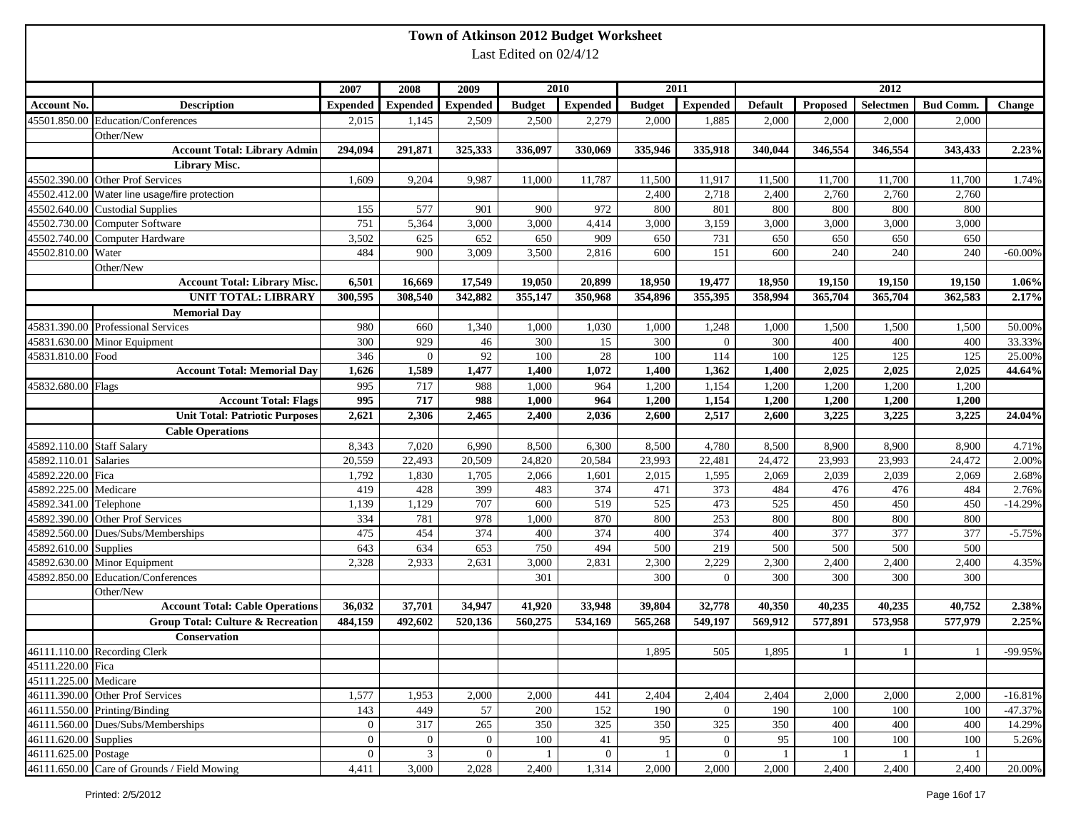# Town of Atkinson 2012 Budget Worksheet

Last Edited on 02/4/12

| | | 2007 | 2008 | 2009 | 2010 | | 2011 | | 2012 | | | | |
|---|---|---|---|---|---|---|---|---|---|---|---|---|---|
| **Account No.** | **Description** | **Expended** | **Expended** | **Expended** | **Budget** | **Expended** | **Budget** | **Expended** | **Default** | **Proposed** | **Selectmen** | **Bud Comm.** | **Change** |
| 45501.850.00 | Education/Conferences | 2,015 | 1,145 | 2,509 | 2,500 | 2,279 | 2,000 | 1,885 | 2,000 | 2,000 | 2,000 | 2,000 | |
| | Other/New | | | | | | | | | | | | |
| | **Account Total: Library Admin** | **294,094** | **291,871** | **325,333** | **336,097** | **330,069** | **335,946** | **335,918** | **340,044** | **346,554** | **346,554** | **343,433** | **2.23%** |
| | **Library Misc.** | | | | | | | | | | | | |
| 45502.390.00 | Other Prof Services | 1,609 | 9,204 | 9,987 | 11,000 | 11,787 | 11,500 | 11,917 | 11,500 | 11,700 | 11,700 | 11,700 | 1.74% |
| 45502.412.00 | Water line usage/fire protection | | | | | | 2,400 | 2,718 | 2,400 | 2,760 | 2,760 | 2,760 | |
| 45502.640.00 | Custodial Supplies | 155 | 577 | 901 | 900 | 972 | 800 | 801 | 800 | 800 | 800 | 800 | |
| 45502.730.00 | Computer Software | 751 | 5,364 | 3,000 | 3,000 | 4,414 | 3,000 | 3,159 | 3,000 | 3,000 | 3,000 | 3,000 | |
| 45502.740.00 | Computer Hardware | 3,502 | 625 | 652 | 650 | 909 | 650 | 731 | 650 | 650 | 650 | 650 | |
| 45502.810.00 | Water | 484 | 900 | 3,009 | 3,500 | 2,816 | 600 | 151 | 600 | 240 | 240 | 240 | -60.00% |
| | Other/New | | | | | | | | | | | | |
| | **Account Total: Library Misc.** | **6,501** | **16,669** | **17,549** | **19,050** | **20,899** | **18,950** | **19,477** | **18,950** | **19,150** | **19,150** | **19,150** | **1.06%** |
| | **UNIT TOTAL: LIBRARY** | **300,595** | **308,540** | **342,882** | **355,147** | **350,968** | **354,896** | **355,395** | **358,994** | **365,704** | **365,704** | **362,583** | **2.17%** |
| | **Memorial Day** | | | | | | | | | | | | |
| 45831.390.00 | Professional Services | 980 | 660 | 1,340 | 1,000 | 1,030 | 1,000 | 1,248 | 1,000 | 1,500 | 1,500 | 1,500 | 50.00% |
| 45831.630.00 | Minor Equipment | 300 | 929 | 46 | 300 | 15 | 300 | 0 | 300 | 400 | 400 | 400 | 33.33% |
| 45831.810.00 | Food | 346 | 0 | 92 | 100 | 28 | 100 | 114 | 100 | 125 | 125 | 125 | 25.00% |
| | **Account Total: Memorial Day** | **1,626** | **1,589** | **1,477** | **1,400** | **1,072** | **1,400** | **1,362** | **1,400** | **2,025** | **2,025** | **2,025** | **44.64%** |
| 45832.680.00 | Flags | 995 | 717 | 988 | 1,000 | 964 | 1,200 | 1,154 | 1,200 | 1,200 | 1,200 | 1,200 | |
| | **Account Total: Flags** | **995** | **717** | **988** | **1,000** | **964** | **1,200** | **1,154** | **1,200** | **1,200** | **1,200** | **1,200** | |
| | **Unit Total: Patriotic Purposes** | **2,621** | **2,306** | **2,465** | **2,400** | **2,036** | **2,600** | **2,517** | **2,600** | **3,225** | **3,225** | **3,225** | **24.04%** |
| | **Cable Operations** | | | | | | | | | | | | |
| 45892.110.00 | Staff Salary | 8,343 | 7,020 | 6,990 | 8,500 | 6,300 | 8,500 | 4,780 | 8,500 | 8,900 | 8,900 | 8,900 | 4.71% |
| 45892.110.01 | Salaries | 20,559 | 22,493 | 20,509 | 24,820 | 20,584 | 23,993 | 22,481 | 24,472 | 23,993 | 23,993 | 24,472 | 2.00% |
| 45892.220.00 | Fica | 1,792 | 1,830 | 1,705 | 2,066 | 1,601 | 2,015 | 1,595 | 2,069 | 2,039 | 2,039 | 2,069 | 2.68% |
| 45892.225.00 | Medicare | 419 | 428 | 399 | 483 | 374 | 471 | 373 | 484 | 476 | 476 | 484 | 2.76% |
| 45892.341.00 | Telephone | 1,139 | 1,129 | 707 | 600 | 519 | 525 | 473 | 525 | 450 | 450 | 450 | -14.29% |
| 45892.390.00 | Other Prof Services | 334 | 781 | 978 | 1,000 | 870 | 800 | 253 | 800 | 800 | 800 | 800 | |
| 45892.560.00 | Dues/Subs/Memberships | 475 | 454 | 374 | 400 | 374 | 400 | 374 | 400 | 377 | 377 | 377 | -5.75% |
| 45892.610.00 | Supplies | 643 | 634 | 653 | 750 | 494 | 500 | 219 | 500 | 500 | 500 | 500 | |
| 45892.630.00 | Minor Equipment | 2,328 | 2,933 | 2,631 | 3,000 | 2,831 | 2,300 | 2,229 | 2,300 | 2,400 | 2,400 | 2,400 | 4.35% |
| 45892.850.00 | Education/Conferences | | | | 301 | | 300 | 0 | 300 | 300 | 300 | 300 | |
| | Other/New | | | | | | | | | | | | |
| | **Account Total: Cable Operations** | **36,032** | **37,701** | **34,947** | **41,920** | **33,948** | **39,804** | **32,778** | **40,350** | **40,235** | **40,235** | **40,752** | **2.38%** |
| | **Group Total: Culture & Recreation** | **484,159** | **492,602** | **520,136** | **560,275** | **534,169** | **565,268** | **549,197** | **569,912** | **577,891** | **573,958** | **577,979** | **2.25%** |
| | **Conservation** | | | | | | | | | | | | |
| 46111.110.00 | Recording Clerk | | | | | | 1,895 | 505 | 1,895 | 1 | 1 | 1 | -99.95% |
| 45111.220.00 | Fica | | | | | | | | | | | | |
| 45111.225.00 | Medicare | | | | | | | | | | | | |
| 46111.390.00 | Other Prof Services | 1,577 | 1,953 | 2,000 | 2,000 | 441 | 2,404 | 2,404 | 2,404 | 2,000 | 2,000 | 2,000 | -16.81% |
| 46111.550.00 | Printing/Binding | 143 | 449 | 57 | 200 | 152 | 190 | 0 | 190 | 100 | 100 | 100 | -47.37% |
| 46111.560.00 | Dues/Subs/Memberships | 0 | 317 | 265 | 350 | 325 | 350 | 325 | 350 | 400 | 400 | 400 | 14.29% |
| 46111.620.00 | Supplies | 0 | 0 | 0 | 100 | 41 | 95 | 0 | 95 | 100 | 100 | 100 | 5.26% |
| 46111.625.00 | Postage | 0 | 3 | 0 | 1 | 0 | 1 | 0 | 1 | 1 | 1 | 1 | |
| 46111.650.00 | Care of Grounds / Field Mowing | 4,411 | 3,000 | 2,028 | 2,400 | 1,314 | 2,000 | 2,000 | 2,000 | 2,400 | 2,400 | 2,400 | 20.00% |

Printed: 2/5/2012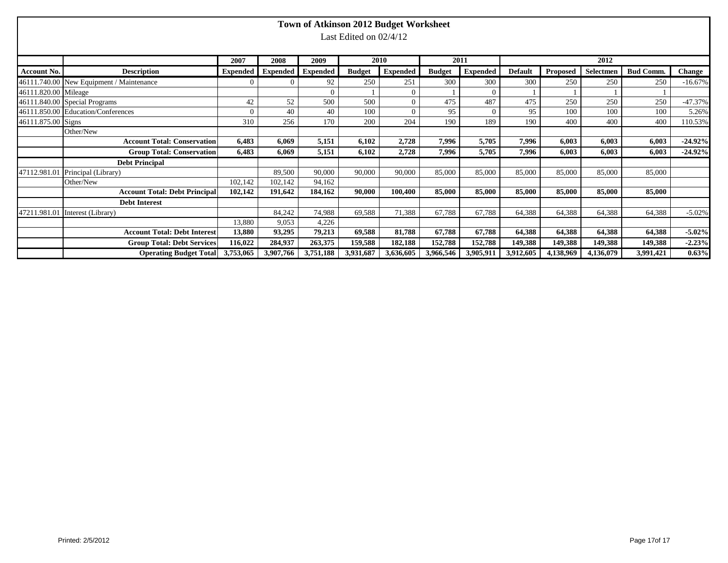# Town of Atkinson 2012 Budget Worksheet

Last Edited on 02/4/12

| | | 2007 | 2008 | 2009 | 2010 | | 2011 | | 2012 | | | | |
|---|---|---|---|---|---|---|---|---|---|---|---|---|---|
| **Account No.** | **Description** | **Expended** | **Expended** | **Expended** | **Budget** | **Expended** | **Budget** | **Expended** | **Default** | **Proposed** | **Selectmen** | **Bud Comm.** | **Change** |
| 46111.740.00 | New Equipment / Maintenance | 0 | 0 | 92 | 250 | 251 | 300 | 300 | 300 | 250 | 250 | 250 | -16.67% |
| 46111.820.00 | Mileage | | | 0 | 1 | 0 | 1 | 0 | 1 | 1 | 1 | 1 | |
| 46111.840.00 | Special Programs | 42 | 52 | 500 | 500 | 0 | 475 | 487 | 475 | 250 | 250 | 250 | -47.37% |
| 46111.850.00 | Education/Conferences | 0 | 40 | 40 | 100 | 0 | 95 | 0 | 95 | 100 | 100 | 100 | 5.26% |
| 46111.875.00 | Signs | 310 | 256 | 170 | 200 | 204 | 190 | 189 | 190 | 400 | 400 | 400 | 110.53% |
| | Other/New | | | | | | | | | | | | |
| | **Account Total: Conservation** | **6,483** | **6,069** | **5,151** | **6,102** | **2,728** | **7,996** | **5,705** | **7,996** | **6,003** | **6,003** | **6,003** | **-24.92%** |
| | **Group Total: Conservation** | **6,483** | **6,069** | **5,151** | **6,102** | **2,728** | **7,996** | **5,705** | **7,996** | **6,003** | **6,003** | **6,003** | **-24.92%** |
| | **Debt Principal** | | | | | | | | | | | | |
| 47112.981.01 | Principal (Library) | | 89,500 | 90,000 | 90,000 | 90,000 | 85,000 | 85,000 | 85,000 | 85,000 | 85,000 | 85,000 | |
| | Other/New | 102,142 | 102,142 | 94,162 | | | | | | | | | |
| | **Account Total: Debt Principal** | **102,142** | **191,642** | **184,162** | **90,000** | **100,400** | **85,000** | **85,000** | **85,000** | **85,000** | **85,000** | **85,000** | |
| | **Debt Interest** | | | | | | | | | | | | |
| 47211.981.01 | Interest (Library) | | 84,242 | 74,988 | 69,588 | 71,388 | 67,788 | 67,788 | 64,388 | 64,388 | 64,388 | 64,388 | -5.02% |
| | | 13,880 | 9,053 | 4,226 | | | | | | | | | |
| | **Account Total: Debt Interest** | **13,880** | **93,295** | **79,213** | **69,588** | **81,788** | **67,788** | **67,788** | **64,388** | **64,388** | **64,388** | **64,388** | **-5.02%** |
| | **Group Total: Debt Services** | **116,022** | **284,937** | **263,375** | **159,588** | **182,188** | **152,788** | **152,788** | **149,388** | **149,388** | **149,388** | **149,388** | **-2.23%** |
| | **Operating Budget Total** | **3,753,065** | **3,907,766** | **3,751,188** | **3,931,687** | **3,636,605** | **3,966,546** | **3,905,911** | **3,912,605** | **4,138,969** | **4,136,079** | **3,991,421** | **0.63%** |

Printed: 2/5/2012